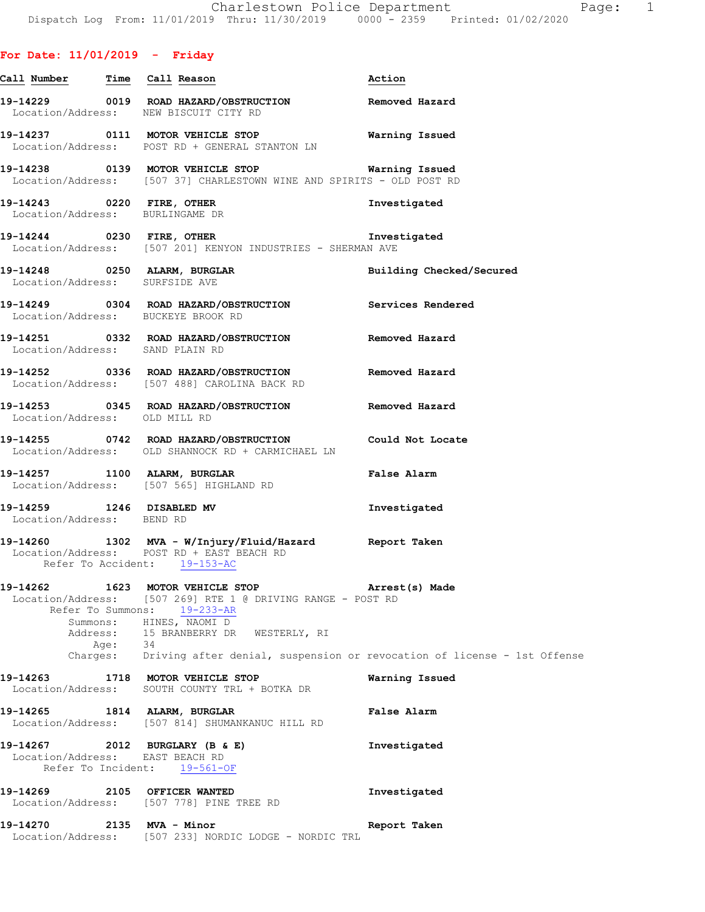**For Date: 11/01/2019 - Friday**

| Call Number | Time | Call Reason | Action |
|---|---|---|---|

**19-14229** 0019 **ROAD HAZARD/OBSTRUCTION** — **Removed Hazard**
Location/Address: NEW BISCUIT CITY RD

**19-14237** 0111 **MOTOR VEHICLE STOP** — **Warning Issued**
Location/Address: POST RD + GENERAL STANTON LN

**19-14238** 0139 **MOTOR VEHICLE STOP** — **Warning Issued**
Location/Address: [507 37] CHARLESTOWN WINE AND SPIRITS - OLD POST RD

**19-14243** 0220 **FIRE, OTHER** — **Investigated**
Location/Address: BURLINGAME DR

**19-14244** 0230 **FIRE, OTHER** — **Investigated**
Location/Address: [507 201] KENYON INDUSTRIES - SHERMAN AVE

**19-14248** 0250 **ALARM, BURGLAR** — **Building Checked/Secured**
Location/Address: SURFSIDE AVE

**19-14249** 0304 **ROAD HAZARD/OBSTRUCTION** — **Services Rendered**
Location/Address: BUCKEYE BROOK RD

**19-14251** 0332 **ROAD HAZARD/OBSTRUCTION** — **Removed Hazard**
Location/Address: SAND PLAIN RD

**19-14252** 0336 **ROAD HAZARD/OBSTRUCTION** — **Removed Hazard**
Location/Address: [507 488] CAROLINA BACK RD

**19-14253** 0345 **ROAD HAZARD/OBSTRUCTION** — **Removed Hazard**
Location/Address: OLD MILL RD

**19-14255** 0742 **ROAD HAZARD/OBSTRUCTION** — **Could Not Locate**
Location/Address: OLD SHANNOCK RD + CARMICHAEL LN

**19-14257** 1100 **ALARM, BURGLAR** — **False Alarm**
Location/Address: [507 565] HIGHLAND RD

**19-14259** 1246 **DISABLED MV** — **Investigated**
Location/Address: BEND RD

**19-14260** 1302 **MVA - W/Injury/Fluid/Hazard** — **Report Taken**
Location/Address: POST RD + EAST BEACH RD
Refer To Accident: 19-153-AC

**19-14262** 1623 **MOTOR VEHICLE STOP** — **Arrest(s) Made**
Location/Address: [507 269] RTE 1 @ DRIVING RANGE - POST RD
Refer To Summons: 19-233-AR
Summons: HINES, NAOMI D
Address: 15 BRANBERRY DR WESTERLY, RI
Age: 34
Charges: Driving after denial, suspension or revocation of license - 1st Offense

**19-14263** 1718 **MOTOR VEHICLE STOP** — **Warning Issued**
Location/Address: SOUTH COUNTY TRL + BOTKA DR

**19-14265** 1814 **ALARM, BURGLAR** — **False Alarm**
Location/Address: [507 814] SHUMANKANUC HILL RD

**19-14267** 2012 **BURGLARY (B & E)** — **Investigated**
Location/Address: EAST BEACH RD
Refer To Incident: 19-561-OF

**19-14269** 2105 **OFFICER WANTED** — **Investigated**
Location/Address: [507 778] PINE TREE RD

**19-14270** 2135 **MVA - Minor** — **Report Taken**
Location/Address: [507 233] NORDIC LODGE - NORDIC TRL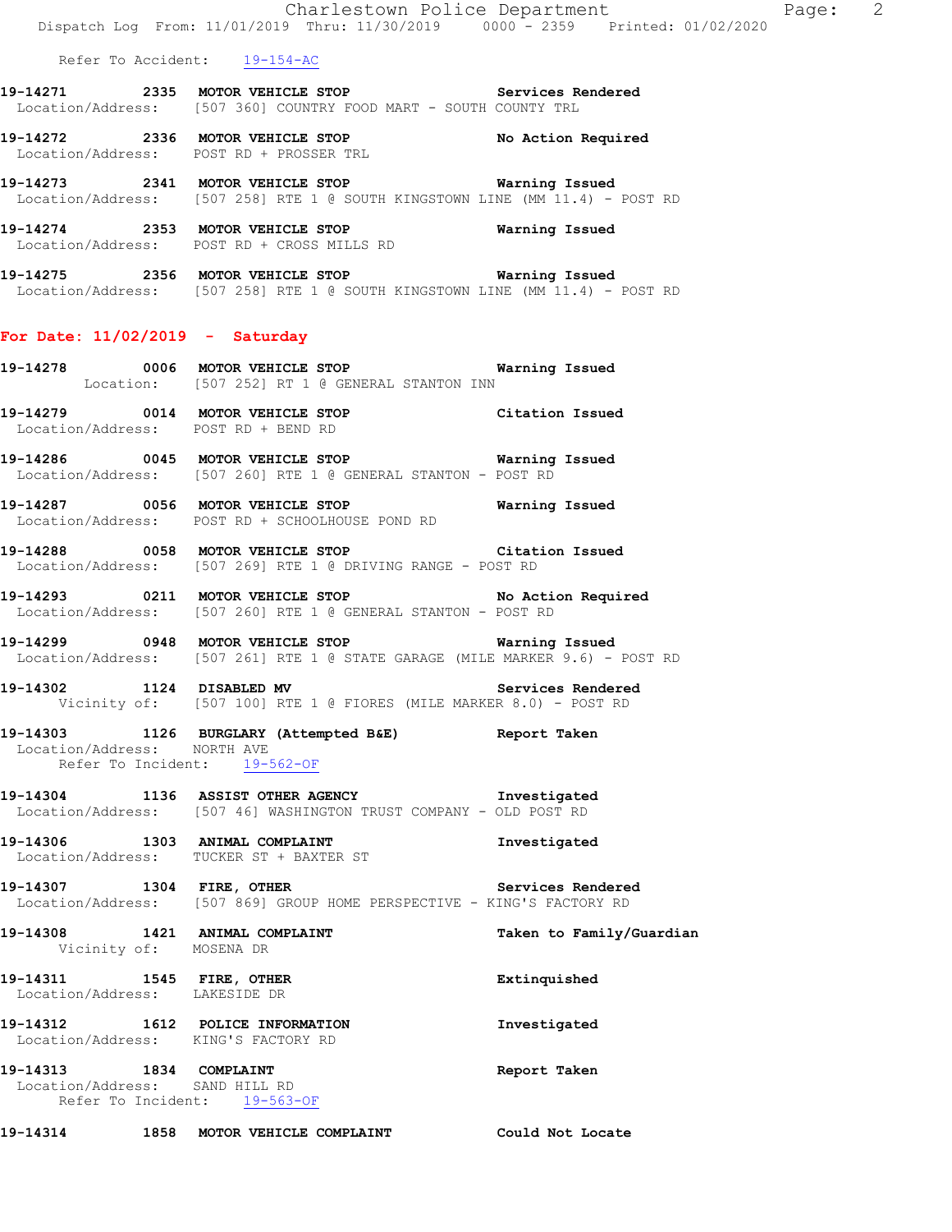Refer To Accident: 19-154-AC

**19-14271 2335 MOTOR VEHICLE STOP** **Services Rendered**
Location/Address: [507 360] COUNTRY FOOD MART - SOUTH COUNTY TRL

**19-14272 2336 MOTOR VEHICLE STOP** **No Action Required**
Location/Address: POST RD + PROSSER TRL

**19-14273 2341 MOTOR VEHICLE STOP** **Warning Issued**
Location/Address: [507 258] RTE 1 @ SOUTH KINGSTOWN LINE (MM 11.4) - POST RD

**19-14274 2353 MOTOR VEHICLE STOP** **Warning Issued**
Location/Address: POST RD + CROSS MILLS RD

**19-14275 2356 MOTOR VEHICLE STOP** **Warning Issued**
Location/Address: [507 258] RTE 1 @ SOUTH KINGSTOWN LINE (MM 11.4) - POST RD

## For Date: 11/02/2019 - Saturday

**19-14278 0006 MOTOR VEHICLE STOP** **Warning Issued**
Location: [507 252] RT 1 @ GENERAL STANTON INN

**19-14279 0014 MOTOR VEHICLE STOP** **Citation Issued**
Location/Address: POST RD + BEND RD

**19-14286 0045 MOTOR VEHICLE STOP** **Warning Issued**
Location/Address: [507 260] RTE 1 @ GENERAL STANTON - POST RD

**19-14287 0056 MOTOR VEHICLE STOP** **Warning Issued**
Location/Address: POST RD + SCHOOLHOUSE POND RD

**19-14288 0058 MOTOR VEHICLE STOP** **Citation Issued**
Location/Address: [507 269] RTE 1 @ DRIVING RANGE - POST RD

**19-14293 0211 MOTOR VEHICLE STOP** **No Action Required**
Location/Address: [507 260] RTE 1 @ GENERAL STANTON - POST RD

**19-14299 0948 MOTOR VEHICLE STOP** **Warning Issued**
Location/Address: [507 261] RTE 1 @ STATE GARAGE (MILE MARKER 9.6) - POST RD

**19-14302 1124 DISABLED MV** **Services Rendered**
Vicinity of: [507 100] RTE 1 @ FIORES (MILE MARKER 8.0) - POST RD

**19-14303 1126 BURGLARY (Attempted B&E)** **Report Taken**
Location/Address: NORTH AVE
Refer To Incident: 19-562-OF

**19-14304 1136 ASSIST OTHER AGENCY** **Investigated**
Location/Address: [507 46] WASHINGTON TRUST COMPANY - OLD POST RD

**19-14306 1303 ANIMAL COMPLAINT** **Investigated**
Location/Address: TUCKER ST + BAXTER ST

**19-14307 1304 FIRE, OTHER** **Services Rendered**
Location/Address: [507 869] GROUP HOME PERSPECTIVE - KING'S FACTORY RD

**19-14308 1421 ANIMAL COMPLAINT** **Taken to Family/Guardian**
Vicinity of: MOSENA DR

**19-14311 1545 FIRE, OTHER** **Extinquished**
Location/Address: LAKESIDE DR

**19-14312 1612 POLICE INFORMATION** **Investigated**
Location/Address: KING'S FACTORY RD

**19-14313 1834 COMPLAINT** **Report Taken**
Location/Address: SAND HILL RD
Refer To Incident: 19-563-OF

**19-14314 1858 MOTOR VEHICLE COMPLAINT** **Could Not Locate**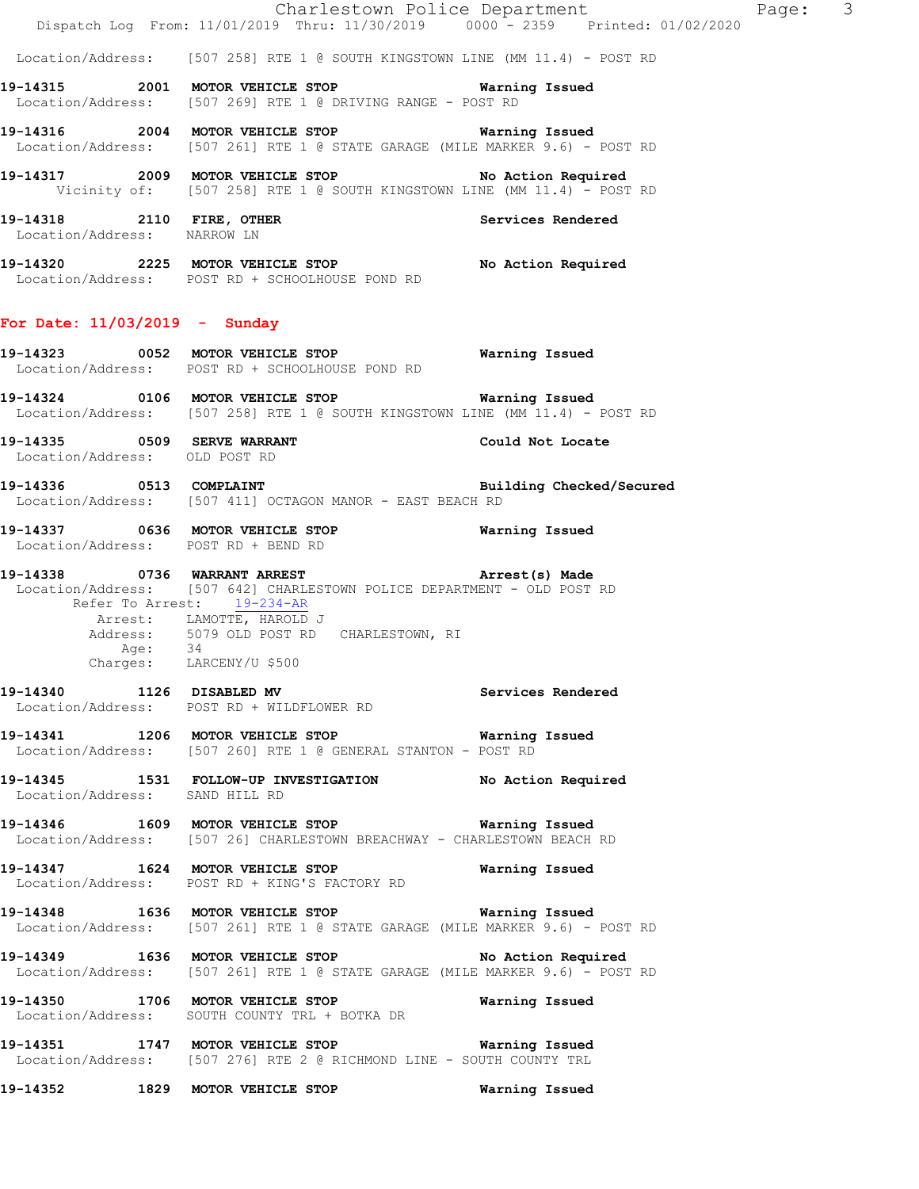Location/Address: [507 258] RTE 1 @ SOUTH KINGSTOWN LINE (MM 11.4) - POST RD

**19-14315 2001 MOTOR VEHICLE STOP** Warning Issued
Location/Address: [507 269] RTE 1 @ DRIVING RANGE - POST RD

**19-14316 2004 MOTOR VEHICLE STOP** Warning Issued
Location/Address: [507 261] RTE 1 @ STATE GARAGE (MILE MARKER 9.6) - POST RD

**19-14317 2009 MOTOR VEHICLE STOP** No Action Required
Vicinity of: [507 258] RTE 1 @ SOUTH KINGSTOWN LINE (MM 11.4) - POST RD

**19-14318 2110 FIRE, OTHER** Services Rendered
Location/Address: NARROW LN

**19-14320 2225 MOTOR VEHICLE STOP** No Action Required
Location/Address: POST RD + SCHOOLHOUSE POND RD

## For Date: 11/03/2019 - Sunday

**19-14323 0052 MOTOR VEHICLE STOP** Warning Issued
Location/Address: POST RD + SCHOOLHOUSE POND RD

**19-14324 0106 MOTOR VEHICLE STOP** Warning Issued
Location/Address: [507 258] RTE 1 @ SOUTH KINGSTOWN LINE (MM 11.4) - POST RD

**19-14335 0509 SERVE WARRANT** Could Not Locate
Location/Address: OLD POST RD

**19-14336 0513 COMPLAINT** Building Checked/Secured
Location/Address: [507 411] OCTAGON MANOR - EAST BEACH RD

**19-14337 0636 MOTOR VEHICLE STOP** Warning Issued
Location/Address: POST RD + BEND RD

**19-14338 0736 WARRANT ARREST** Arrest(s) Made
Location/Address: [507 642] CHARLESTOWN POLICE DEPARTMENT - OLD POST RD
Refer To Arrest: 19-234-AR
Arrest: LAMOTTE, HAROLD J
Address: 5079 OLD POST RD CHARLESTOWN, RI
Age: 34
Charges: LARCENY/U $500

**19-14340 1126 DISABLED MV** Services Rendered
Location/Address: POST RD + WILDFLOWER RD

**19-14341 1206 MOTOR VEHICLE STOP** Warning Issued
Location/Address: [507 260] RTE 1 @ GENERAL STANTON - POST RD

**19-14345 1531 FOLLOW-UP INVESTIGATION** No Action Required
Location/Address: SAND HILL RD

**19-14346 1609 MOTOR VEHICLE STOP** Warning Issued
Location/Address: [507 26] CHARLESTOWN BREACHWAY - CHARLESTOWN BEACH RD

**19-14347 1624 MOTOR VEHICLE STOP** Warning Issued
Location/Address: POST RD + KING'S FACTORY RD

**19-14348 1636 MOTOR VEHICLE STOP** Warning Issued
Location/Address: [507 261] RTE 1 @ STATE GARAGE (MILE MARKER 9.6) - POST RD

**19-14349 1636 MOTOR VEHICLE STOP** No Action Required
Location/Address: [507 261] RTE 1 @ STATE GARAGE (MILE MARKER 9.6) - POST RD

**19-14350 1706 MOTOR VEHICLE STOP** Warning Issued
Location/Address: SOUTH COUNTY TRL + BOTKA DR

**19-14351 1747 MOTOR VEHICLE STOP** Warning Issued
Location/Address: [507 276] RTE 2 @ RICHMOND LINE - SOUTH COUNTY TRL

**19-14352 1829 MOTOR VEHICLE STOP** Warning Issued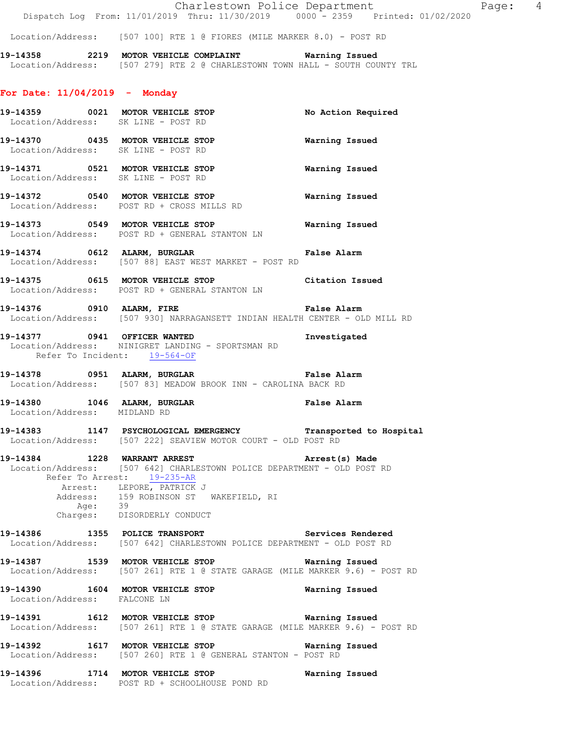Location/Address: [507 100] RTE 1 @ FIORES (MILE MARKER 8.0) - POST RD

**19-14358 2219 MOTOR VEHICLE COMPLAINT** **Warning Issued**
Location/Address: [507 279] RTE 2 @ CHARLESTOWN TOWN HALL - SOUTH COUNTY TRL

## For Date: 11/04/2019 - Monday

**19-14359 0021 MOTOR VEHICLE STOP** **No Action Required**
Location/Address: SK LINE - POST RD

**19-14370 0435 MOTOR VEHICLE STOP** **Warning Issued**
Location/Address: SK LINE - POST RD

**19-14371 0521 MOTOR VEHICLE STOP** **Warning Issued**
Location/Address: SK LINE - POST RD

**19-14372 0540 MOTOR VEHICLE STOP** **Warning Issued**
Location/Address: POST RD + CROSS MILLS RD

**19-14373 0549 MOTOR VEHICLE STOP** **Warning Issued**
Location/Address: POST RD + GENERAL STANTON LN

**19-14374 0612 ALARM, BURGLAR** **False Alarm**
Location/Address: [507 88] EAST WEST MARKET - POST RD

**19-14375 0615 MOTOR VEHICLE STOP** **Citation Issued**
Location/Address: POST RD + GENERAL STANTON LN

**19-14376 0910 ALARM, FIRE** **False Alarm**
Location/Address: [507 930] NARRAGANSETT INDIAN HEALTH CENTER - OLD MILL RD

**19-14377 0941 OFFICER WANTED** **Investigated**
Location/Address: NINIGRET LANDING - SPORTSMAN RD
Refer To Incident: 19-564-OF

**19-14378 0951 ALARM, BURGLAR** **False Alarm**
Location/Address: [507 83] MEADOW BROOK INN - CAROLINA BACK RD

**19-14380 1046 ALARM, BURGLAR** **False Alarm**
Location/Address: MIDLAND RD

**19-14383 1147 PSYCHOLOGICAL EMERGENCY** **Transported to Hospital**
Location/Address: [507 222] SEAVIEW MOTOR COURT - OLD POST RD

**19-14384 1228 WARRANT ARREST** **Arrest(s) Made**
Location/Address: [507 642] CHARLESTOWN POLICE DEPARTMENT - OLD POST RD
Refer To Arrest: 19-235-AR
Arrest: LEPORE, PATRICK J
Address: 159 ROBINSON ST WAKEFIELD, RI
Age: 39
Charges: DISORDERLY CONDUCT

**19-14386 1355 POLICE TRANSPORT** **Services Rendered**
Location/Address: [507 642] CHARLESTOWN POLICE DEPARTMENT - OLD POST RD

**19-14387 1539 MOTOR VEHICLE STOP** **Warning Issued**
Location/Address: [507 261] RTE 1 @ STATE GARAGE (MILE MARKER 9.6) - POST RD

**19-14390 1604 MOTOR VEHICLE STOP** **Warning Issued**
Location/Address: FALCONE LN

**19-14391 1612 MOTOR VEHICLE STOP** **Warning Issued**
Location/Address: [507 261] RTE 1 @ STATE GARAGE (MILE MARKER 9.6) - POST RD

**19-14392 1617 MOTOR VEHICLE STOP** **Warning Issued**
Location/Address: [507 260] RTE 1 @ GENERAL STANTON - POST RD

**19-14396 1714 MOTOR VEHICLE STOP** **Warning Issued**
Location/Address: POST RD + SCHOOLHOUSE POND RD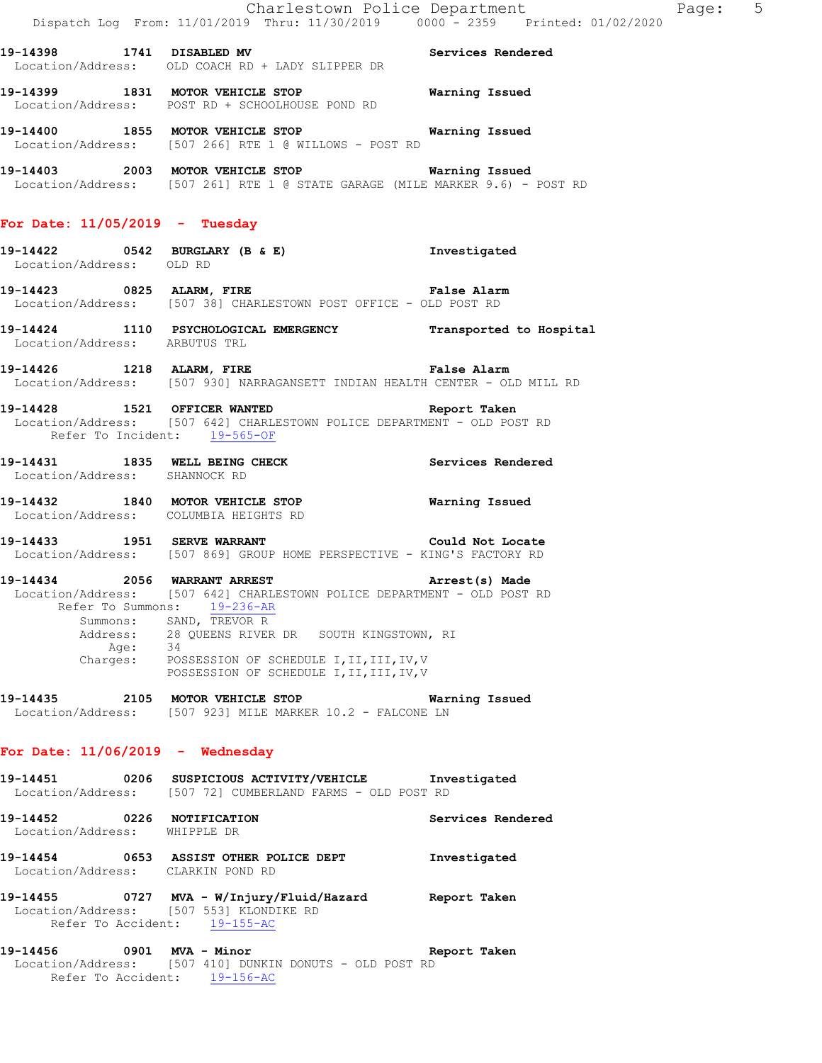19-14398 1741 **DISABLED MV** **Services Rendered**
Location/Address: OLD COACH RD + LADY SLIPPER DR

19-14399 1831 **MOTOR VEHICLE STOP** **Warning Issued**
Location/Address: POST RD + SCHOOLHOUSE POND RD

19-14400 1855 **MOTOR VEHICLE STOP** **Warning Issued**
Location/Address: [507 266] RTE 1 @ WILLOWS - POST RD

19-14403 2003 **MOTOR VEHICLE STOP** **Warning Issued**
Location/Address: [507 261] RTE 1 @ STATE GARAGE (MILE MARKER 9.6) - POST RD

## For Date: 11/05/2019 - Tuesday

19-14422 0542 **BURGLARY (B & E)** **Investigated**
Location/Address: OLD RD

19-14423 0825 **ALARM, FIRE** **False Alarm**
Location/Address: [507 38] CHARLESTOWN POST OFFICE - OLD POST RD

19-14424 1110 **PSYCHOLOGICAL EMERGENCY** **Transported to Hospital**
Location/Address: ARBUTUS TRL

19-14426 1218 **ALARM, FIRE** **False Alarm**
Location/Address: [507 930] NARRAGANSETT INDIAN HEALTH CENTER - OLD MILL RD

19-14428 1521 **OFFICER WANTED** **Report Taken**
Location/Address: [507 642] CHARLESTOWN POLICE DEPARTMENT - OLD POST RD
Refer To Incident: 19-565-OF

19-14431 1835 **WELL BEING CHECK** **Services Rendered**
Location/Address: SHANNOCK RD

19-14432 1840 **MOTOR VEHICLE STOP** **Warning Issued**
Location/Address: COLUMBIA HEIGHTS RD

19-14433 1951 **SERVE WARRANT** **Could Not Locate**
Location/Address: [507 869] GROUP HOME PERSPECTIVE - KING'S FACTORY RD

19-14434 2056 **WARRANT ARREST** **Arrest(s) Made**
Location/Address: [507 642] CHARLESTOWN POLICE DEPARTMENT - OLD POST RD
Refer To Summons: 19-236-AR
Summons: SAND, TREVOR R
Address: 28 QUEENS RIVER DR SOUTH KINGSTOWN, RI
Age: 34
Charges: POSSESSION OF SCHEDULE I,II,III,IV,V
POSSESSION OF SCHEDULE I,II,III,IV,V

19-14435 2105 **MOTOR VEHICLE STOP** **Warning Issued**
Location/Address: [507 923] MILE MARKER 10.2 - FALCONE LN

## For Date: 11/06/2019 - Wednesday

19-14451 0206 **SUSPICIOUS ACTIVITY/VEHICLE** **Investigated**
Location/Address: [507 72] CUMBERLAND FARMS - OLD POST RD

19-14452 0226 **NOTIFICATION** **Services Rendered**
Location/Address: WHIPPLE DR

19-14454 0653 **ASSIST OTHER POLICE DEPT** **Investigated**
Location/Address: CLARKIN POND RD

19-14455 0727 **MVA - W/Injury/Fluid/Hazard** **Report Taken**
Location/Address: [507 553] KLONDIKE RD
Refer To Accident: 19-155-AC

19-14456 0901 **MVA - Minor** **Report Taken**
Location/Address: [507 410] DUNKIN DONUTS - OLD POST RD
Refer To Accident: 19-156-AC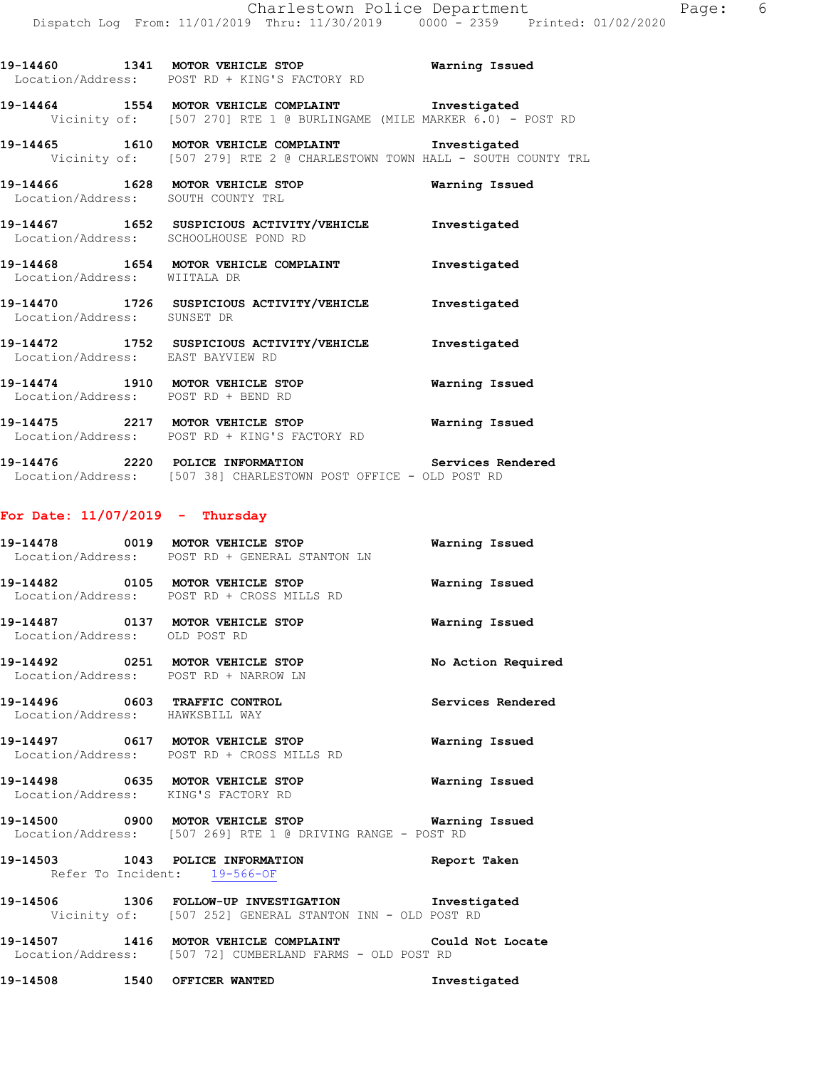19-14460 1341 MOTOR VEHICLE STOP Warning Issued
Location/Address: POST RD + KING'S FACTORY RD

19-14464 1554 MOTOR VEHICLE COMPLAINT Investigated
Vicinity of: [507 270] RTE 1 @ BURLINGAME (MILE MARKER 6.0) - POST RD

19-14465 1610 MOTOR VEHICLE COMPLAINT Investigated
Vicinity of: [507 279] RTE 2 @ CHARLESTOWN TOWN HALL - SOUTH COUNTY TRL

19-14466 1628 MOTOR VEHICLE STOP Warning Issued
Location/Address: SOUTH COUNTY TRL

19-14467 1652 SUSPICIOUS ACTIVITY/VEHICLE Investigated
Location/Address: SCHOOLHOUSE POND RD

19-14468 1654 MOTOR VEHICLE COMPLAINT Investigated
Location/Address: WIITALA DR

19-14470 1726 SUSPICIOUS ACTIVITY/VEHICLE Investigated
Location/Address: SUNSET DR

19-14472 1752 SUSPICIOUS ACTIVITY/VEHICLE Investigated
Location/Address: EAST BAYVIEW RD

19-14474 1910 MOTOR VEHICLE STOP Warning Issued
Location/Address: POST RD + BEND RD

19-14475 2217 MOTOR VEHICLE STOP Warning Issued
Location/Address: POST RD + KING'S FACTORY RD

19-14476 2220 POLICE INFORMATION Services Rendered
Location/Address: [507 38] CHARLESTOWN POST OFFICE - OLD POST RD

## For Date: 11/07/2019 - Thursday

19-14478 0019 MOTOR VEHICLE STOP Warning Issued
Location/Address: POST RD + GENERAL STANTON LN

19-14482 0105 MOTOR VEHICLE STOP Warning Issued
Location/Address: POST RD + CROSS MILLS RD

19-14487 0137 MOTOR VEHICLE STOP Warning Issued
Location/Address: OLD POST RD

19-14492 0251 MOTOR VEHICLE STOP No Action Required
Location/Address: POST RD + NARROW LN

19-14496 0603 TRAFFIC CONTROL Services Rendered
Location/Address: HAWKSBILL WAY

19-14497 0617 MOTOR VEHICLE STOP Warning Issued
Location/Address: POST RD + CROSS MILLS RD

19-14498 0635 MOTOR VEHICLE STOP Warning Issued
Location/Address: KING'S FACTORY RD

19-14500 0900 MOTOR VEHICLE STOP Warning Issued
Location/Address: [507 269] RTE 1 @ DRIVING RANGE - POST RD

19-14503 1043 POLICE INFORMATION Report Taken
Refer To Incident: 19-566-OF

19-14506 1306 FOLLOW-UP INVESTIGATION Investigated
Vicinity of: [507 252] GENERAL STANTON INN - OLD POST RD

19-14507 1416 MOTOR VEHICLE COMPLAINT Could Not Locate
Location/Address: [507 72] CUMBERLAND FARMS - OLD POST RD

19-14508 1540 OFFICER WANTED Investigated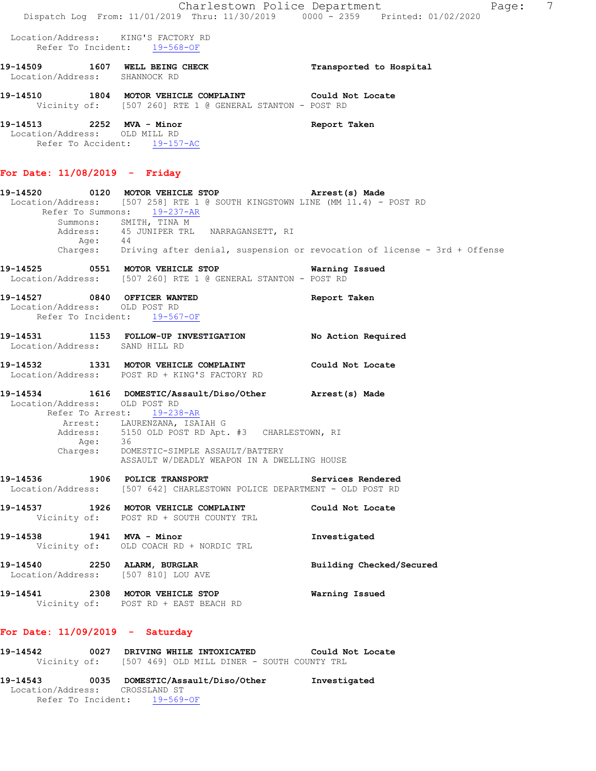Location/Address: KING'S FACTORY RD
Refer To Incident: 19-568-OF

**19-14509** 1607 **WELL BEING CHECK** **Transported to Hospital**
Location/Address: SHANNOCK RD

**19-14510** 1804 **MOTOR VEHICLE COMPLAINT** **Could Not Locate**
Vicinity of: [507 260] RTE 1 @ GENERAL STANTON - POST RD

**19-14513** 2252 **MVA - Minor** **Report Taken**
Location/Address: OLD MILL RD
Refer To Accident: 19-157-AC

## For Date: 11/08/2019 - Friday

**19-14520** 0120 **MOTOR VEHICLE STOP** **Arrest(s) Made**
Location/Address: [507 258] RTE 1 @ SOUTH KINGSTOWN LINE (MM 11.4) - POST RD
Refer To Summons: 19-237-AR
Summons: SMITH, TINA M
Address: 45 JUNIPER TRL NARRAGANSETT, RI
Age: 44
Charges: Driving after denial, suspension or revocation of license - 3rd + Offense

**19-14525** 0551 **MOTOR VEHICLE STOP** **Warning Issued**
Location/Address: [507 260] RTE 1 @ GENERAL STANTON - POST RD

**19-14527** 0840 **OFFICER WANTED** **Report Taken**
Location/Address: OLD POST RD
Refer To Incident: 19-567-OF

**19-14531** 1153 **FOLLOW-UP INVESTIGATION** **No Action Required**
Location/Address: SAND HILL RD

**19-14532** 1331 **MOTOR VEHICLE COMPLAINT** **Could Not Locate**
Location/Address: POST RD + KING'S FACTORY RD

**19-14534** 1616 **DOMESTIC/Assault/Diso/Other** **Arrest(s) Made**
Location/Address: OLD POST RD
Refer To Arrest: 19-238-AR
Arrest: LAURENZANA, ISAIAH G
Address: 5150 OLD POST RD Apt. #3 CHARLESTOWN, RI
Age: 36
Charges: DOMESTIC-SIMPLE ASSAULT/BATTERY
ASSAULT W/DEADLY WEAPON IN A DWELLING HOUSE

**19-14536** 1906 **POLICE TRANSPORT** **Services Rendered**
Location/Address: [507 642] CHARLESTOWN POLICE DEPARTMENT - OLD POST RD

**19-14537** 1926 **MOTOR VEHICLE COMPLAINT** **Could Not Locate**
Vicinity of: POST RD + SOUTH COUNTY TRL

**19-14538** 1941 **MVA - Minor** **Investigated**
Vicinity of: OLD COACH RD + NORDIC TRL

**19-14540** 2250 **ALARM, BURGLAR** **Building Checked/Secured**
Location/Address: [507 810] LOU AVE

**19-14541** 2308 **MOTOR VEHICLE STOP** **Warning Issued**
Vicinity of: POST RD + EAST BEACH RD

## For Date: 11/09/2019 - Saturday

**19-14542** 0027 **DRIVING WHILE INTOXICATED** **Could Not Locate**
Vicinity of: [507 469] OLD MILL DINER - SOUTH COUNTY TRL

**19-14543** 0035 **DOMESTIC/Assault/Diso/Other** **Investigated**
Location/Address: CROSSLAND ST
Refer To Incident: 19-569-OF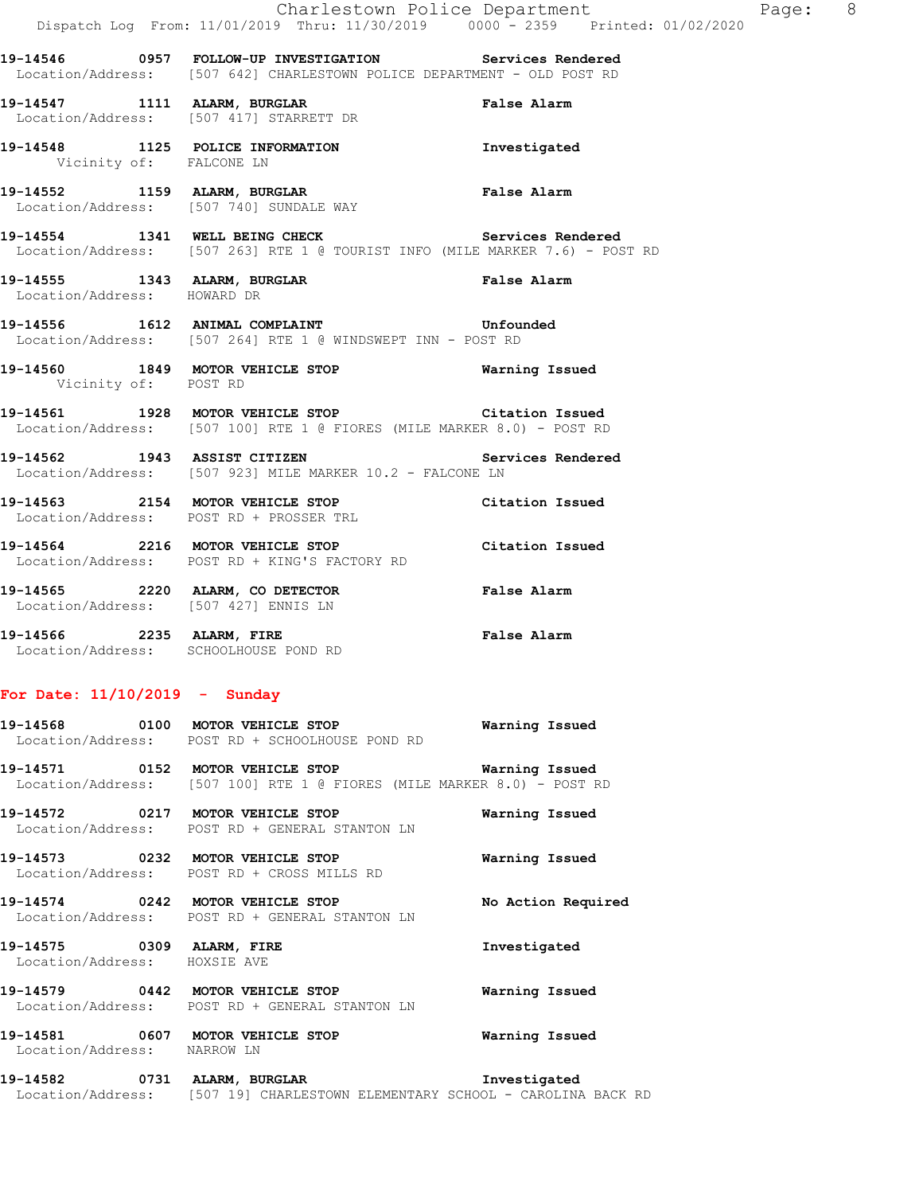**19-14546 0957 FOLLOW-UP INVESTIGATION** **Services Rendered**
Location/Address: [507 642] CHARLESTOWN POLICE DEPARTMENT - OLD POST RD

**19-14547 1111 ALARM, BURGLAR** **False Alarm**
Location/Address: [507 417] STARRETT DR

**19-14548 1125 POLICE INFORMATION** **Investigated**
Vicinity of: FALCONE LN

**19-14552 1159 ALARM, BURGLAR** **False Alarm**
Location/Address: [507 740] SUNDALE WAY

**19-14554 1341 WELL BEING CHECK** **Services Rendered**
Location/Address: [507 263] RTE 1 @ TOURIST INFO (MILE MARKER 7.6) - POST RD

**19-14555 1343 ALARM, BURGLAR** **False Alarm**
Location/Address: HOWARD DR

**19-14556 1612 ANIMAL COMPLAINT** **Unfounded**
Location/Address: [507 264] RTE 1 @ WINDSWEPT INN - POST RD

**19-14560 1849 MOTOR VEHICLE STOP** **Warning Issued**
Vicinity of: POST RD

**19-14561 1928 MOTOR VEHICLE STOP** **Citation Issued**
Location/Address: [507 100] RTE 1 @ FIORES (MILE MARKER 8.0) - POST RD

**19-14562 1943 ASSIST CITIZEN** **Services Rendered**
Location/Address: [507 923] MILE MARKER 10.2 - FALCONE LN

**19-14563 2154 MOTOR VEHICLE STOP** **Citation Issued**
Location/Address: POST RD + PROSSER TRL

**19-14564 2216 MOTOR VEHICLE STOP** **Citation Issued**
Location/Address: POST RD + KING'S FACTORY RD

**19-14565 2220 ALARM, CO DETECTOR** **False Alarm**
Location/Address: [507 427] ENNIS LN

**19-14566 2235 ALARM, FIRE** **False Alarm**
Location/Address: SCHOOLHOUSE POND RD

## For Date: 11/10/2019 - Sunday

**19-14568 0100 MOTOR VEHICLE STOP** **Warning Issued**
Location/Address: POST RD + SCHOOLHOUSE POND RD

**19-14571 0152 MOTOR VEHICLE STOP** **Warning Issued**
Location/Address: [507 100] RTE 1 @ FIORES (MILE MARKER 8.0) - POST RD

**19-14572 0217 MOTOR VEHICLE STOP** **Warning Issued**
Location/Address: POST RD + GENERAL STANTON LN

**19-14573 0232 MOTOR VEHICLE STOP** **Warning Issued**
Location/Address: POST RD + CROSS MILLS RD

**19-14574 0242 MOTOR VEHICLE STOP** **No Action Required**
Location/Address: POST RD + GENERAL STANTON LN

**19-14575 0309 ALARM, FIRE** **Investigated**
Location/Address: HOXSIE AVE

**19-14579 0442 MOTOR VEHICLE STOP** **Warning Issued**
Location/Address: POST RD + GENERAL STANTON LN

**19-14581 0607 MOTOR VEHICLE STOP** **Warning Issued**
Location/Address: NARROW LN

**19-14582 0731 ALARM, BURGLAR** **Investigated**
Location/Address: [507 19] CHARLESTOWN ELEMENTARY SCHOOL - CAROLINA BACK RD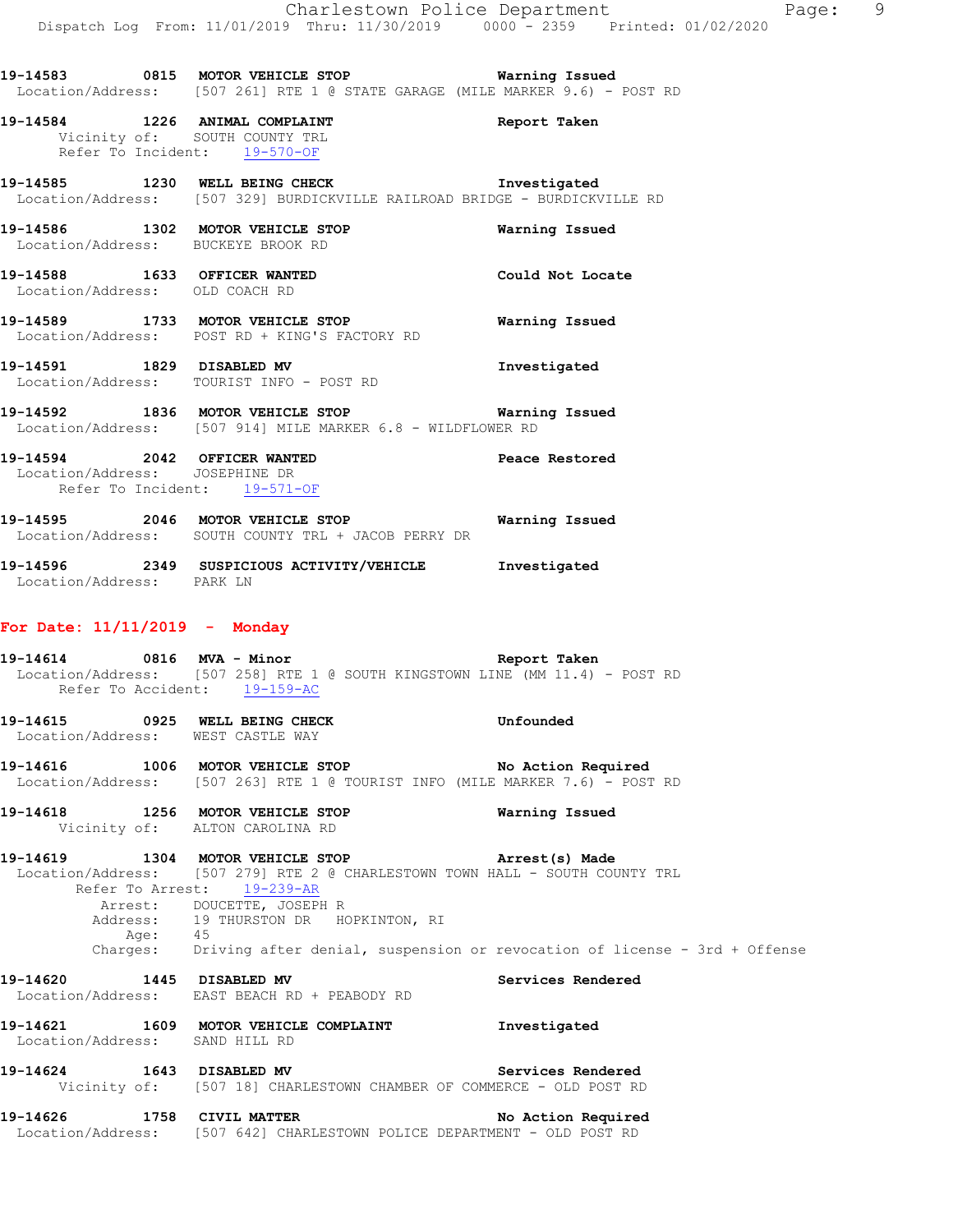**19-14583 0815 MOTOR VEHICLE STOP** **Warning Issued**
Location/Address: [507 261] RTE 1 @ STATE GARAGE (MILE MARKER 9.6) - POST RD

**19-14584 1226 ANIMAL COMPLAINT** **Report Taken**
Vicinity of: SOUTH COUNTY TRL
Refer To Incident: 19-570-OF

**19-14585 1230 WELL BEING CHECK** **Investigated**
Location/Address: [507 329] BURDICKVILLE RAILROAD BRIDGE - BURDICKVILLE RD

**19-14586 1302 MOTOR VEHICLE STOP** **Warning Issued**
Location/Address: BUCKEYE BROOK RD

**19-14588 1633 OFFICER WANTED** **Could Not Locate**
Location/Address: OLD COACH RD

**19-14589 1733 MOTOR VEHICLE STOP** **Warning Issued**
Location/Address: POST RD + KING'S FACTORY RD

**19-14591 1829 DISABLED MV** **Investigated**
Location/Address: TOURIST INFO - POST RD

**19-14592 1836 MOTOR VEHICLE STOP** **Warning Issued**
Location/Address: [507 914] MILE MARKER 6.8 - WILDFLOWER RD

**19-14594 2042 OFFICER WANTED** **Peace Restored**
Location/Address: JOSEPHINE DR
Refer To Incident: 19-571-OF

**19-14595 2046 MOTOR VEHICLE STOP** **Warning Issued**
Location/Address: SOUTH COUNTY TRL + JACOB PERRY DR

**19-14596 2349 SUSPICIOUS ACTIVITY/VEHICLE** **Investigated**
Location/Address: PARK LN

## For Date: 11/11/2019 - Monday

**19-14614 0816 MVA - Minor** **Report Taken**
Location/Address: [507 258] RTE 1 @ SOUTH KINGSTOWN LINE (MM 11.4) - POST RD
Refer To Accident: 19-159-AC

**19-14615 0925 WELL BEING CHECK** **Unfounded**
Location/Address: WEST CASTLE WAY

**19-14616 1006 MOTOR VEHICLE STOP** **No Action Required**
Location/Address: [507 263] RTE 1 @ TOURIST INFO (MILE MARKER 7.6) - POST RD

**19-14618 1256 MOTOR VEHICLE STOP** **Warning Issued**
Vicinity of: ALTON CAROLINA RD

**19-14619 1304 MOTOR VEHICLE STOP** **Arrest(s) Made**
Location/Address: [507 279] RTE 2 @ CHARLESTOWN TOWN HALL - SOUTH COUNTY TRL
Refer To Arrest: 19-239-AR
Arrest: DOUCETTE, JOSEPH R
Address: 19 THURSTON DR HOPKINTON, RI
Age: 45
Charges: Driving after denial, suspension or revocation of license - 3rd + Offense

**19-14620 1445 DISABLED MV** **Services Rendered**
Location/Address: EAST BEACH RD + PEABODY RD

**19-14621 1609 MOTOR VEHICLE COMPLAINT** **Investigated**
Location/Address: SAND HILL RD

**19-14624 1643 DISABLED MV** **Services Rendered**
Vicinity of: [507 18] CHARLESTOWN CHAMBER OF COMMERCE - OLD POST RD

**19-14626 1758 CIVIL MATTER** **No Action Required**
Location/Address: [507 642] CHARLESTOWN POLICE DEPARTMENT - OLD POST RD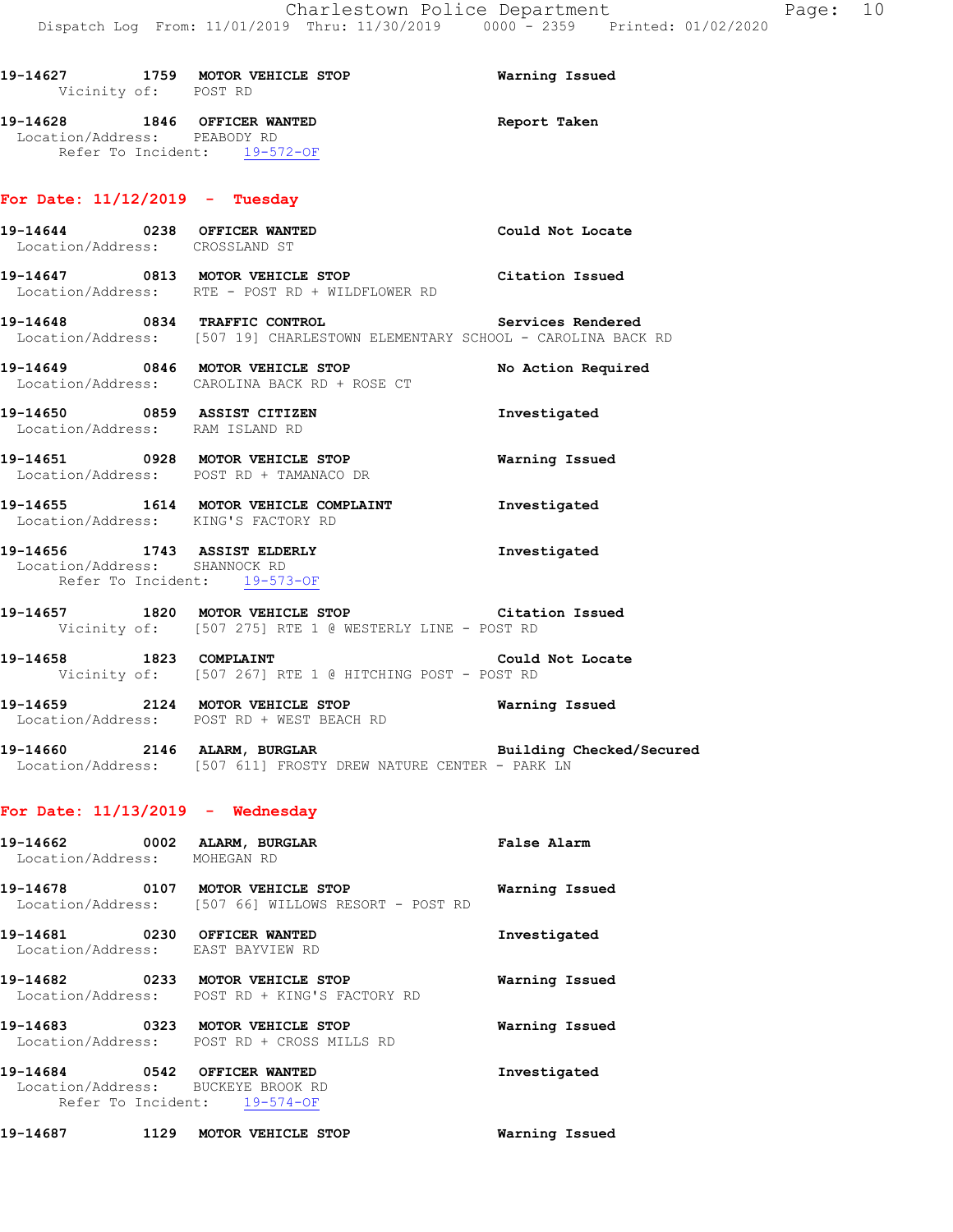19-14627 1759 MOTOR VEHICLE STOP Warning Issued
Vicinity of: POST RD

19-14628 1846 OFFICER WANTED Report Taken
Location/Address: PEABODY RD
Refer To Incident: 19-572-OF

## For Date: 11/12/2019 - Tuesday

19-14644 0238 OFFICER WANTED Could Not Locate
Location/Address: CROSSLAND ST

19-14647 0813 MOTOR VEHICLE STOP Citation Issued
Location/Address: RTE - POST RD + WILDFLOWER RD

19-14648 0834 TRAFFIC CONTROL Services Rendered
Location/Address: [507 19] CHARLESTOWN ELEMENTARY SCHOOL - CAROLINA BACK RD

19-14649 0846 MOTOR VEHICLE STOP No Action Required
Location/Address: CAROLINA BACK RD + ROSE CT

19-14650 0859 ASSIST CITIZEN Investigated
Location/Address: RAM ISLAND RD

19-14651 0928 MOTOR VEHICLE STOP Warning Issued
Location/Address: POST RD + TAMANACO DR

19-14655 1614 MOTOR VEHICLE COMPLAINT Investigated
Location/Address: KING'S FACTORY RD

19-14656 1743 ASSIST ELDERLY Investigated
Location/Address: SHANNOCK RD
Refer To Incident: 19-573-OF

19-14657 1820 MOTOR VEHICLE STOP Citation Issued
Vicinity of: [507 275] RTE 1 @ WESTERLY LINE - POST RD

19-14658 1823 COMPLAINT Could Not Locate
Vicinity of: [507 267] RTE 1 @ HITCHING POST - POST RD

19-14659 2124 MOTOR VEHICLE STOP Warning Issued
Location/Address: POST RD + WEST BEACH RD

19-14660 2146 ALARM, BURGLAR Building Checked/Secured
Location/Address: [507 611] FROSTY DREW NATURE CENTER - PARK LN

## For Date: 11/13/2019 - Wednesday

19-14662 0002 ALARM, BURGLAR False Alarm
Location/Address: MOHEGAN RD

19-14678 0107 MOTOR VEHICLE STOP Warning Issued
Location/Address: [507 66] WILLOWS RESORT - POST RD

19-14681 0230 OFFICER WANTED Investigated
Location/Address: EAST BAYVIEW RD

19-14682 0233 MOTOR VEHICLE STOP Warning Issued
Location/Address: POST RD + KING'S FACTORY RD

19-14683 0323 MOTOR VEHICLE STOP Warning Issued
Location/Address: POST RD + CROSS MILLS RD

19-14684 0542 OFFICER WANTED Investigated
Location/Address: BUCKEYE BROOK RD
Refer To Incident: 19-574-OF

19-14687 1129 MOTOR VEHICLE STOP Warning Issued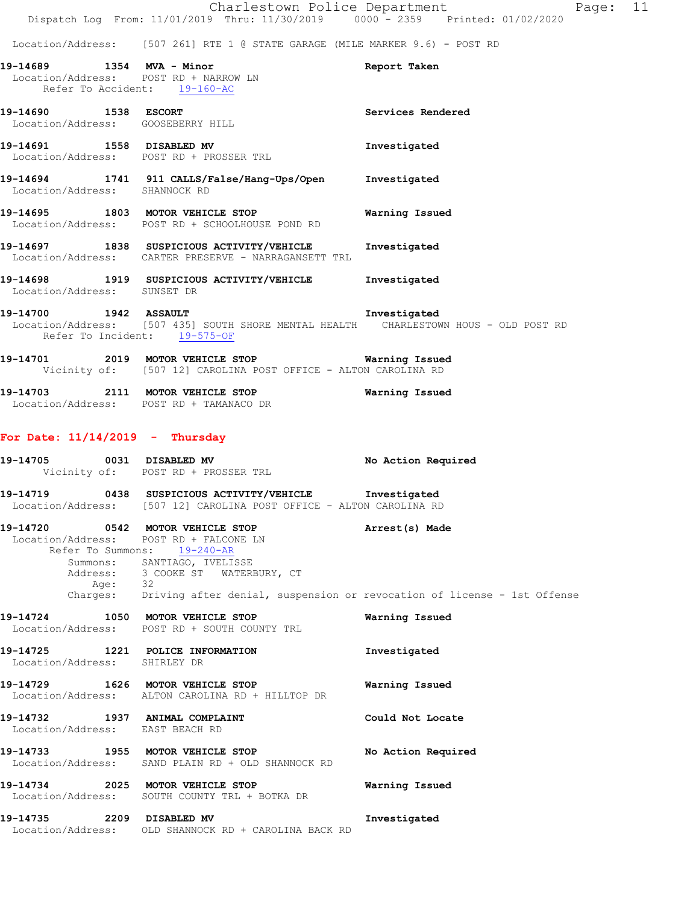Location/Address: [507 261] RTE 1 @ STATE GARAGE (MILE MARKER 9.6) - POST RD

**19-14689 1354 MVA - Minor** **Report Taken**
Location/Address: POST RD + NARROW LN
Refer To Accident: 19-160-AC

**19-14690 1538 ESCORT** **Services Rendered**
Location/Address: GOOSEBERRY HILL

**19-14691 1558 DISABLED MV** **Investigated**
Location/Address: POST RD + PROSSER TRL

**19-14694 1741 911 CALLS/False/Hang-Ups/Open** **Investigated**
Location/Address: SHANNOCK RD

**19-14695 1803 MOTOR VEHICLE STOP** **Warning Issued**
Location/Address: POST RD + SCHOOLHOUSE POND RD

**19-14697 1838 SUSPICIOUS ACTIVITY/VEHICLE** **Investigated**
Location/Address: CARTER PRESERVE - NARRAGANSETT TRL

**19-14698 1919 SUSPICIOUS ACTIVITY/VEHICLE** **Investigated**
Location/Address: SUNSET DR

**19-14700 1942 ASSAULT** **Investigated**
Location/Address: [507 435] SOUTH SHORE MENTAL HEALTH CHARLESTOWN HOUS - OLD POST RD
Refer To Incident: 19-575-OF

**19-14701 2019 MOTOR VEHICLE STOP** **Warning Issued**
Vicinity of: [507 12] CAROLINA POST OFFICE - ALTON CAROLINA RD

**19-14703 2111 MOTOR VEHICLE STOP** **Warning Issued**
Location/Address: POST RD + TAMANACO DR

## For Date: 11/14/2019 - Thursday

**19-14705 0031 DISABLED MV** **No Action Required**
Vicinity of: POST RD + PROSSER TRL

**19-14719 0438 SUSPICIOUS ACTIVITY/VEHICLE** **Investigated**
Location/Address: [507 12] CAROLINA POST OFFICE - ALTON CAROLINA RD

**19-14720 0542 MOTOR VEHICLE STOP** **Arrest(s) Made**
Location/Address: POST RD + FALCONE LN
Refer To Summons: 19-240-AR
Summons: SANTIAGO, IVELISSE
Address: 3 COOKE ST WATERBURY, CT
Age: 32
Charges: Driving after denial, suspension or revocation of license - 1st Offense

**19-14724 1050 MOTOR VEHICLE STOP** **Warning Issued**
Location/Address: POST RD + SOUTH COUNTY TRL

**19-14725 1221 POLICE INFORMATION** **Investigated**
Location/Address: SHIRLEY DR

**19-14729 1626 MOTOR VEHICLE STOP** **Warning Issued**
Location/Address: ALTON CAROLINA RD + HILLTOP DR

**19-14732 1937 ANIMAL COMPLAINT** **Could Not Locate**
Location/Address: EAST BEACH RD

**19-14733 1955 MOTOR VEHICLE STOP** **No Action Required**
Location/Address: SAND PLAIN RD + OLD SHANNOCK RD

**19-14734 2025 MOTOR VEHICLE STOP** **Warning Issued**
Location/Address: SOUTH COUNTY TRL + BOTKA DR

**19-14735 2209 DISABLED MV** **Investigated**
Location/Address: OLD SHANNOCK RD + CAROLINA BACK RD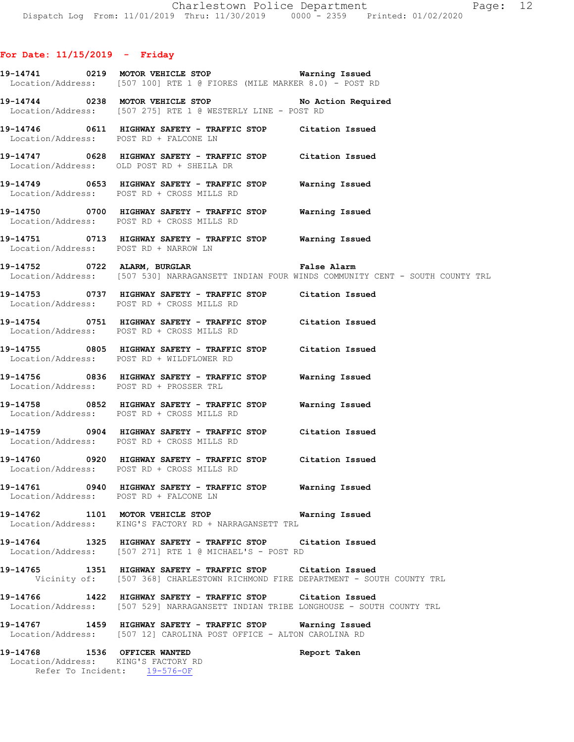**For Date: 11/15/2019 - Friday**

**19-14741 0219 MOTOR VEHICLE STOP** Warning Issued
Location/Address: [507 100] RTE 1 @ FIORES (MILE MARKER 8.0) - POST RD

**19-14744 0238 MOTOR VEHICLE STOP** No Action Required
Location/Address: [507 275] RTE 1 @ WESTERLY LINE - POST RD

**19-14746 0611 HIGHWAY SAFETY - TRAFFIC STOP** Citation Issued
Location/Address: POST RD + FALCONE LN

**19-14747 0628 HIGHWAY SAFETY - TRAFFIC STOP** Citation Issued
Location/Address: OLD POST RD + SHEILA DR

**19-14749 0653 HIGHWAY SAFETY - TRAFFIC STOP** Warning Issued
Location/Address: POST RD + CROSS MILLS RD

**19-14750 0700 HIGHWAY SAFETY - TRAFFIC STOP** Warning Issued
Location/Address: POST RD + CROSS MILLS RD

**19-14751 0713 HIGHWAY SAFETY - TRAFFIC STOP** Warning Issued
Location/Address: POST RD + NARROW LN

**19-14752 0722 ALARM, BURGLAR** False Alarm
Location/Address: [507 530] NARRAGANSETT INDIAN FOUR WINDS COMMUNITY CENT - SOUTH COUNTY TRL

**19-14753 0737 HIGHWAY SAFETY - TRAFFIC STOP** Citation Issued
Location/Address: POST RD + CROSS MILLS RD

**19-14754 0751 HIGHWAY SAFETY - TRAFFIC STOP** Citation Issued
Location/Address: POST RD + CROSS MILLS RD

**19-14755 0805 HIGHWAY SAFETY - TRAFFIC STOP** Citation Issued
Location/Address: POST RD + WILDFLOWER RD

**19-14756 0836 HIGHWAY SAFETY - TRAFFIC STOP** Warning Issued
Location/Address: POST RD + PROSSER TRL

**19-14758 0852 HIGHWAY SAFETY - TRAFFIC STOP** Warning Issued
Location/Address: POST RD + CROSS MILLS RD

**19-14759 0904 HIGHWAY SAFETY - TRAFFIC STOP** Citation Issued
Location/Address: POST RD + CROSS MILLS RD

**19-14760 0920 HIGHWAY SAFETY - TRAFFIC STOP** Citation Issued
Location/Address: POST RD + CROSS MILLS RD

**19-14761 0940 HIGHWAY SAFETY - TRAFFIC STOP** Warning Issued
Location/Address: POST RD + FALCONE LN

**19-14762 1101 MOTOR VEHICLE STOP** Warning Issued
Location/Address: KING'S FACTORY RD + NARRAGANSETT TRL

**19-14764 1325 HIGHWAY SAFETY - TRAFFIC STOP** Citation Issued
Location/Address: [507 271] RTE 1 @ MICHAEL'S - POST RD

**19-14765 1351 HIGHWAY SAFETY - TRAFFIC STOP** Citation Issued
Vicinity of: [507 368] CHARLESTOWN RICHMOND FIRE DEPARTMENT - SOUTH COUNTY TRL

**19-14766 1422 HIGHWAY SAFETY - TRAFFIC STOP** Citation Issued
Location/Address: [507 529] NARRAGANSETT INDIAN TRIBE LONGHOUSE - SOUTH COUNTY TRL

**19-14767 1459 HIGHWAY SAFETY - TRAFFIC STOP** Warning Issued
Location/Address: [507 12] CAROLINA POST OFFICE - ALTON CAROLINA RD

**19-14768 1536 OFFICER WANTED** Report Taken
Location/Address: KING'S FACTORY RD
Refer To Incident: 19-576-OF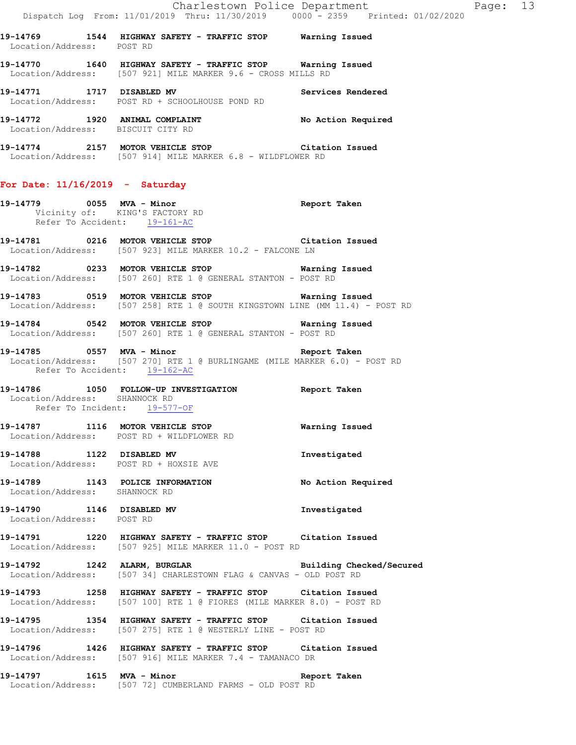**19-14769 1544 HIGHWAY SAFETY - TRAFFIC STOP Warning Issued**
Location/Address: POST RD

**19-14770 1640 HIGHWAY SAFETY - TRAFFIC STOP Warning Issued**
Location/Address: [507 921] MILE MARKER 9.6 - CROSS MILLS RD

**19-14771 1717 DISABLED MV Services Rendered**
Location/Address: POST RD + SCHOOLHOUSE POND RD

**19-14772 1920 ANIMAL COMPLAINT No Action Required**
Location/Address: BISCUIT CITY RD

**19-14774 2157 MOTOR VEHICLE STOP Citation Issued**
Location/Address: [507 914] MILE MARKER 6.8 - WILDFLOWER RD

## For Date: 11/16/2019 - Saturday

**19-14779 0055 MVA - Minor Report Taken**
Vicinity of: KING'S FACTORY RD
Refer To Accident: 19-161-AC

**19-14781 0216 MOTOR VEHICLE STOP Citation Issued**
Location/Address: [507 923] MILE MARKER 10.2 - FALCONE LN

**19-14782 0233 MOTOR VEHICLE STOP Warning Issued**
Location/Address: [507 260] RTE 1 @ GENERAL STANTON - POST RD

**19-14783 0519 MOTOR VEHICLE STOP Warning Issued**
Location/Address: [507 258] RTE 1 @ SOUTH KINGSTOWN LINE (MM 11.4) - POST RD

**19-14784 0542 MOTOR VEHICLE STOP Warning Issued**
Location/Address: [507 260] RTE 1 @ GENERAL STANTON - POST RD

**19-14785 0557 MVA - Minor Report Taken**
Location/Address: [507 270] RTE 1 @ BURLINGAME (MILE MARKER 6.0) - POST RD
Refer To Accident: 19-162-AC

**19-14786 1050 FOLLOW-UP INVESTIGATION Report Taken**
Location/Address: SHANNOCK RD
Refer To Incident: 19-577-OF

**19-14787 1116 MOTOR VEHICLE STOP Warning Issued**
Location/Address: POST RD + WILDFLOWER RD

**19-14788 1122 DISABLED MV Investigated**
Location/Address: POST RD + HOXSIE AVE

**19-14789 1143 POLICE INFORMATION No Action Required**
Location/Address: SHANNOCK RD

**19-14790 1146 DISABLED MV Investigated**
Location/Address: POST RD

**19-14791 1220 HIGHWAY SAFETY - TRAFFIC STOP Citation Issued**
Location/Address: [507 925] MILE MARKER 11.0 - POST RD

**19-14792 1242 ALARM, BURGLAR Building Checked/Secured**
Location/Address: [507 34] CHARLESTOWN FLAG & CANVAS - OLD POST RD

**19-14793 1258 HIGHWAY SAFETY - TRAFFIC STOP Citation Issued**
Location/Address: [507 100] RTE 1 @ FIORES (MILE MARKER 8.0) - POST RD

**19-14795 1354 HIGHWAY SAFETY - TRAFFIC STOP Citation Issued**
Location/Address: [507 275] RTE 1 @ WESTERLY LINE - POST RD

**19-14796 1426 HIGHWAY SAFETY - TRAFFIC STOP Citation Issued**
Location/Address: [507 916] MILE MARKER 7.4 - TAMANACO DR

**19-14797 1615 MVA - Minor Report Taken**
Location/Address: [507 72] CUMBERLAND FARMS - OLD POST RD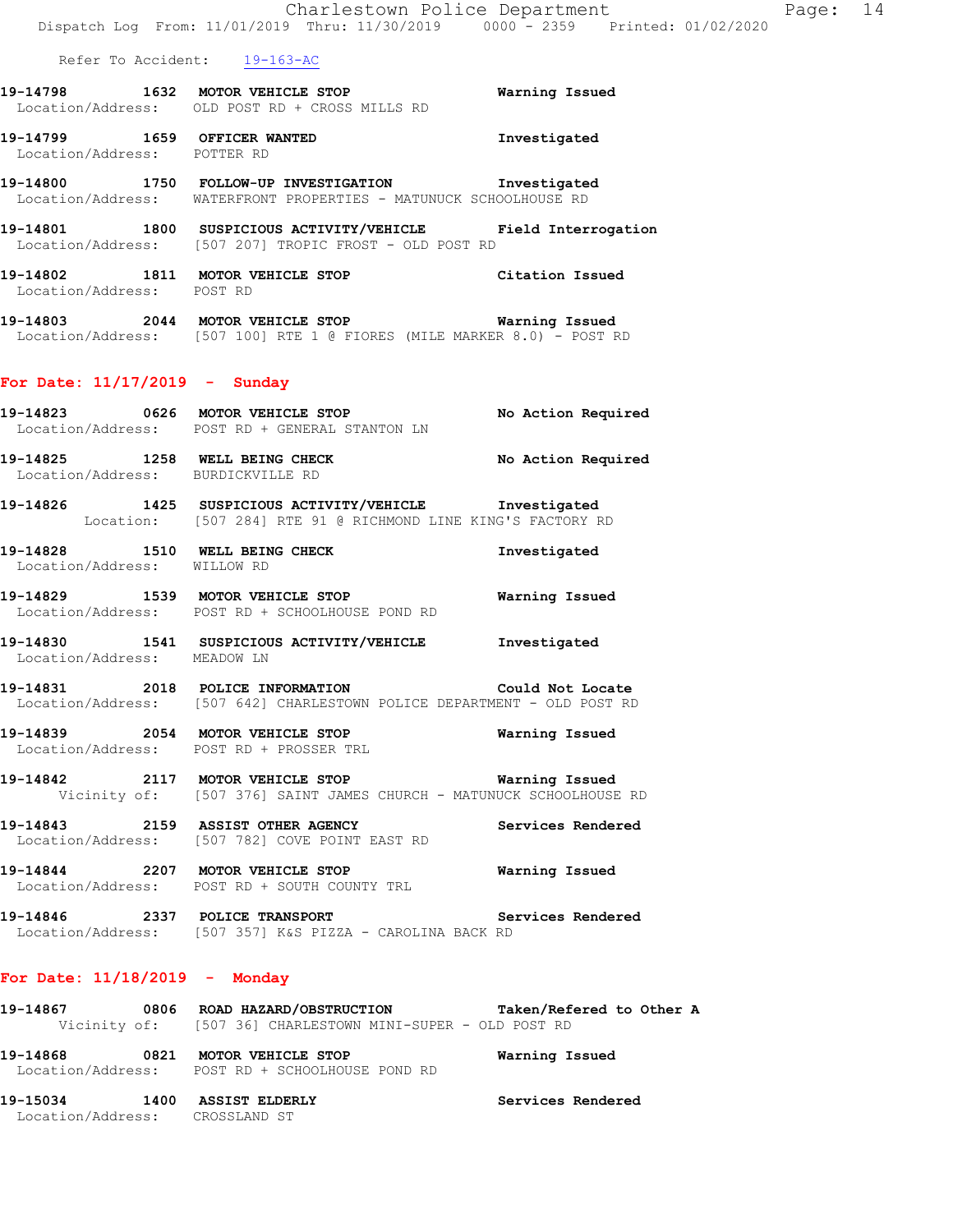Refer To Accident: 19-163-AC

**19-14798 1632 MOTOR VEHICLE STOP** Warning Issued
Location/Address: OLD POST RD + CROSS MILLS RD

**19-14799 1659 OFFICER WANTED** Investigated
Location/Address: POTTER RD

**19-14800 1750 FOLLOW-UP INVESTIGATION** Investigated
Location/Address: WATERFRONT PROPERTIES - MATUNUCK SCHOOLHOUSE RD

**19-14801 1800 SUSPICIOUS ACTIVITY/VEHICLE** Field Interrogation
Location/Address: [507 207] TROPIC FROST - OLD POST RD

**19-14802 1811 MOTOR VEHICLE STOP** Citation Issued
Location/Address: POST RD

**19-14803 2044 MOTOR VEHICLE STOP** Warning Issued
Location/Address: [507 100] RTE 1 @ FIORES (MILE MARKER 8.0) - POST RD

## For Date: 11/17/2019 - Sunday

**19-14823 0626 MOTOR VEHICLE STOP** No Action Required
Location/Address: POST RD + GENERAL STANTON LN

**19-14825 1258 WELL BEING CHECK** No Action Required
Location/Address: BURDICKVILLE RD

**19-14826 1425 SUSPICIOUS ACTIVITY/VEHICLE** Investigated
Location: [507 284] RTE 91 @ RICHMOND LINE KING'S FACTORY RD

**19-14828 1510 WELL BEING CHECK** Investigated
Location/Address: WILLOW RD

**19-14829 1539 MOTOR VEHICLE STOP** Warning Issued
Location/Address: POST RD + SCHOOLHOUSE POND RD

**19-14830 1541 SUSPICIOUS ACTIVITY/VEHICLE** Investigated
Location/Address: MEADOW LN

**19-14831 2018 POLICE INFORMATION** Could Not Locate
Location/Address: [507 642] CHARLESTOWN POLICE DEPARTMENT - OLD POST RD

**19-14839 2054 MOTOR VEHICLE STOP** Warning Issued
Location/Address: POST RD + PROSSER TRL

**19-14842 2117 MOTOR VEHICLE STOP** Warning Issued
Vicinity of: [507 376] SAINT JAMES CHURCH - MATUNUCK SCHOOLHOUSE RD

**19-14843 2159 ASSIST OTHER AGENCY** Services Rendered
Location/Address: [507 782] COVE POINT EAST RD

**19-14844 2207 MOTOR VEHICLE STOP** Warning Issued
Location/Address: POST RD + SOUTH COUNTY TRL

**19-14846 2337 POLICE TRANSPORT** Services Rendered
Location/Address: [507 357] K&S PIZZA - CAROLINA BACK RD

## For Date: 11/18/2019 - Monday

**19-14867 0806 ROAD HAZARD/OBSTRUCTION** Taken/Refered to Other A
Vicinity of: [507 36] CHARLESTOWN MINI-SUPER - OLD POST RD

**19-14868 0821 MOTOR VEHICLE STOP** Warning Issued
Location/Address: POST RD + SCHOOLHOUSE POND RD

**19-15034 1400 ASSIST ELDERLY** Services Rendered
Location/Address: CROSSLAND ST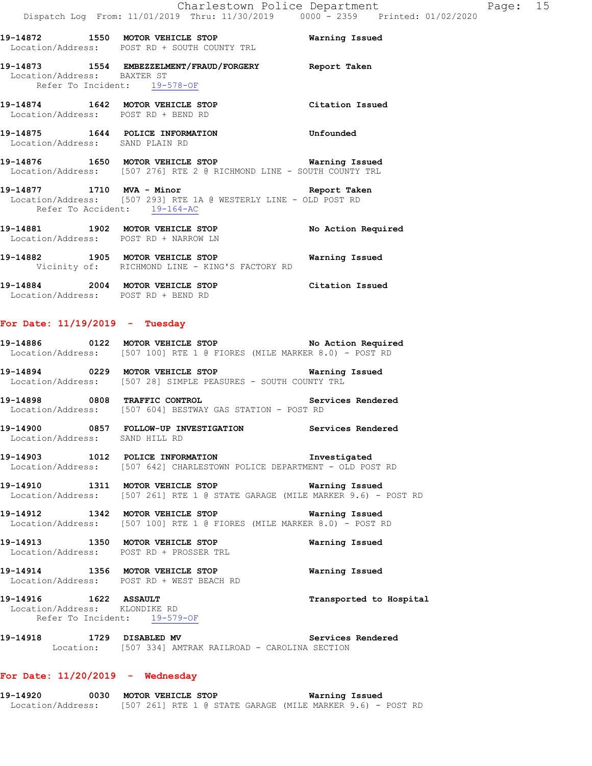**19-14872 1550 MOTOR VEHICLE STOP** Warning Issued
Location/Address: POST RD + SOUTH COUNTY TRL

**19-14873 1554 EMBEZZELMENT/FRAUD/FORGERY** Report Taken
Location/Address: BAXTER ST
Refer To Incident: 19-578-OF

**19-14874 1642 MOTOR VEHICLE STOP** Citation Issued
Location/Address: POST RD + BEND RD

**19-14875 1644 POLICE INFORMATION** Unfounded
Location/Address: SAND PLAIN RD

**19-14876 1650 MOTOR VEHICLE STOP** Warning Issued
Location/Address: [507 276] RTE 2 @ RICHMOND LINE - SOUTH COUNTY TRL

**19-14877 1710 MVA - Minor** Report Taken
Location/Address: [507 293] RTE 1A @ WESTERLY LINE - OLD POST RD
Refer To Accident: 19-164-AC

**19-14881 1902 MOTOR VEHICLE STOP** No Action Required
Location/Address: POST RD + NARROW LN

**19-14882 1905 MOTOR VEHICLE STOP** Warning Issued
Vicinity of: RICHMOND LINE - KING'S FACTORY RD

**19-14884 2004 MOTOR VEHICLE STOP** Citation Issued
Location/Address: POST RD + BEND RD

## For Date: 11/19/2019 - Tuesday

**19-14886 0122 MOTOR VEHICLE STOP** No Action Required
Location/Address: [507 100] RTE 1 @ FIORES (MILE MARKER 8.0) - POST RD

**19-14894 0229 MOTOR VEHICLE STOP** Warning Issued
Location/Address: [507 28] SIMPLE PEASURES - SOUTH COUNTY TRL

**19-14898 0808 TRAFFIC CONTROL** Services Rendered
Location/Address: [507 604] BESTWAY GAS STATION - POST RD

**19-14900 0857 FOLLOW-UP INVESTIGATION** Services Rendered
Location/Address: SAND HILL RD

**19-14903 1012 POLICE INFORMATION** Investigated
Location/Address: [507 642] CHARLESTOWN POLICE DEPARTMENT - OLD POST RD

**19-14910 1311 MOTOR VEHICLE STOP** Warning Issued
Location/Address: [507 261] RTE 1 @ STATE GARAGE (MILE MARKER 9.6) - POST RD

**19-14912 1342 MOTOR VEHICLE STOP** Warning Issued
Location/Address: [507 100] RTE 1 @ FIORES (MILE MARKER 8.0) - POST RD

**19-14913 1350 MOTOR VEHICLE STOP** Warning Issued
Location/Address: POST RD + PROSSER TRL

**19-14914 1356 MOTOR VEHICLE STOP** Warning Issued
Location/Address: POST RD + WEST BEACH RD

**19-14916 1622 ASSAULT** Transported to Hospital
Location/Address: KLONDIKE RD
Refer To Incident: 19-579-OF

**19-14918 1729 DISABLED MV** Services Rendered
Location: [507 334] AMTRAK RAILROAD - CAROLINA SECTION

## For Date: 11/20/2019 - Wednesday

**19-14920 0030 MOTOR VEHICLE STOP** Warning Issued
Location/Address: [507 261] RTE 1 @ STATE GARAGE (MILE MARKER 9.6) - POST RD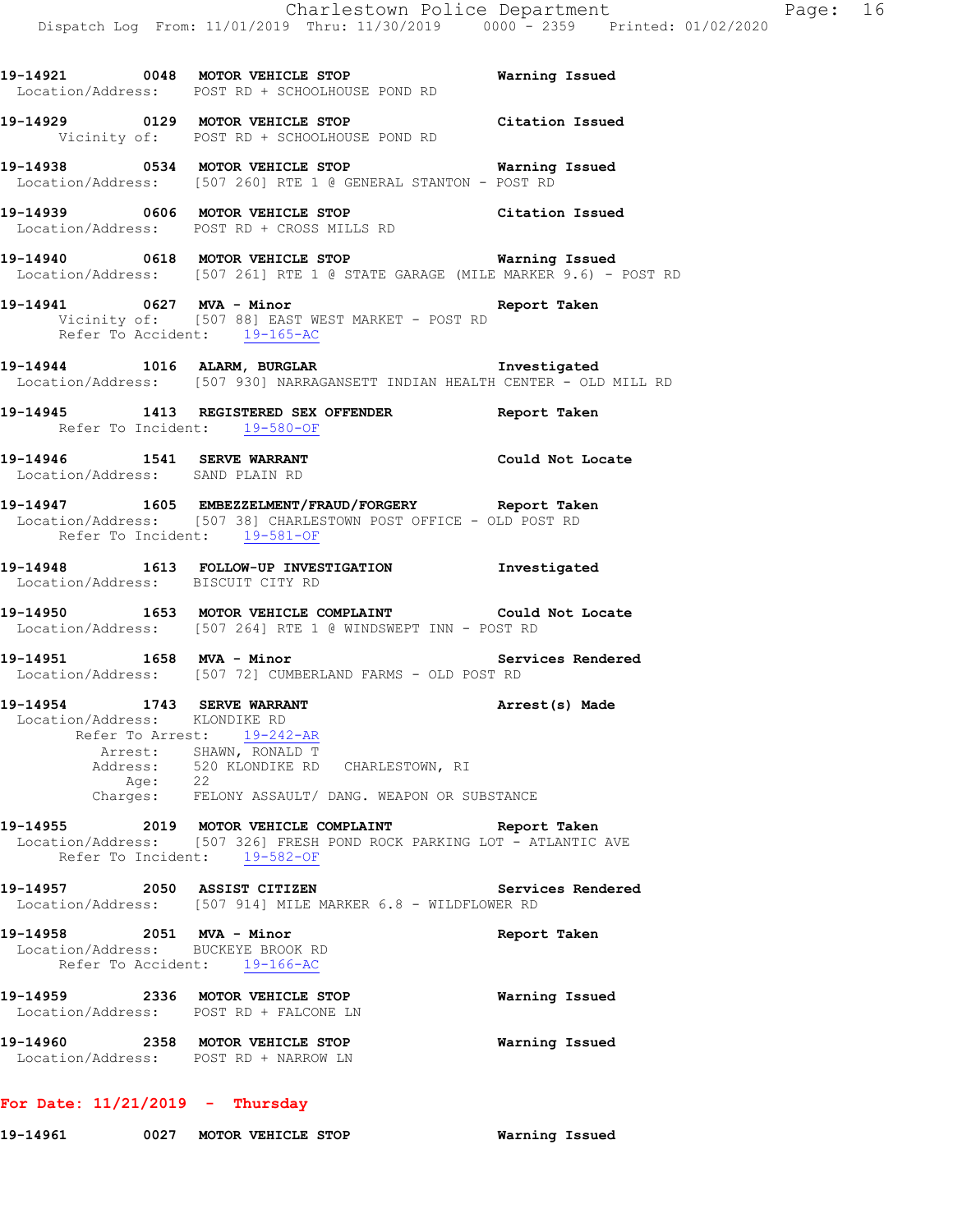**19-14921 0048 MOTOR VEHICLE STOP** — **Warning Issued**
Location/Address: POST RD + SCHOOLHOUSE POND RD

**19-14929 0129 MOTOR VEHICLE STOP** — **Citation Issued**
Vicinity of: POST RD + SCHOOLHOUSE POND RD

**19-14938 0534 MOTOR VEHICLE STOP** — **Warning Issued**
Location/Address: [507 260] RTE 1 @ GENERAL STANTON - POST RD

**19-14939 0606 MOTOR VEHICLE STOP** — **Citation Issued**
Location/Address: POST RD + CROSS MILLS RD

**19-14940 0618 MOTOR VEHICLE STOP** — **Warning Issued**
Location/Address: [507 261] RTE 1 @ STATE GARAGE (MILE MARKER 9.6) - POST RD

**19-14941 0627 MVA - Minor** — **Report Taken**
Vicinity of: [507 88] EAST WEST MARKET - POST RD
Refer To Accident: 19-165-AC

**19-14944 1016 ALARM, BURGLAR** — **Investigated**
Location/Address: [507 930] NARRAGANSETT INDIAN HEALTH CENTER - OLD MILL RD

**19-14945 1413 REGISTERED SEX OFFENDER** — **Report Taken**
Refer To Incident: 19-580-OF

**19-14946 1541 SERVE WARRANT** — **Could Not Locate**
Location/Address: SAND PLAIN RD

**19-14947 1605 EMBEZZELMENT/FRAUD/FORGERY** — **Report Taken**
Location/Address: [507 38] CHARLESTOWN POST OFFICE - OLD POST RD
Refer To Incident: 19-581-OF

**19-14948 1613 FOLLOW-UP INVESTIGATION** — **Investigated**
Location/Address: BISCUIT CITY RD

**19-14950 1653 MOTOR VEHICLE COMPLAINT** — **Could Not Locate**
Location/Address: [507 264] RTE 1 @ WINDSWEPT INN - POST RD

**19-14951 1658 MVA - Minor** — **Services Rendered**
Location/Address: [507 72] CUMBERLAND FARMS - OLD POST RD

**19-14954 1743 SERVE WARRANT** — **Arrest(s) Made**
Location/Address: KLONDIKE RD
Refer To Arrest: 19-242-AR
Arrest: SHAWN, RONALD T
Address: 520 KLONDIKE RD CHARLESTOWN, RI
Age: 22
Charges: FELONY ASSAULT/ DANG. WEAPON OR SUBSTANCE

**19-14955 2019 MOTOR VEHICLE COMPLAINT** — **Report Taken**
Location/Address: [507 326] FRESH POND ROCK PARKING LOT - ATLANTIC AVE
Refer To Incident: 19-582-OF

**19-14957 2050 ASSIST CITIZEN** — **Services Rendered**
Location/Address: [507 914] MILE MARKER 6.8 - WILDFLOWER RD

**19-14958 2051 MVA - Minor** — **Report Taken**
Location/Address: BUCKEYE BROOK RD
Refer To Accident: 19-166-AC

**19-14959 2336 MOTOR VEHICLE STOP** — **Warning Issued**
Location/Address: POST RD + FALCONE LN

**19-14960 2358 MOTOR VEHICLE STOP** — **Warning Issued**
Location/Address: POST RD + NARROW LN

## For Date: 11/21/2019 - Thursday

**19-14961 0027 MOTOR VEHICLE STOP** — **Warning Issued**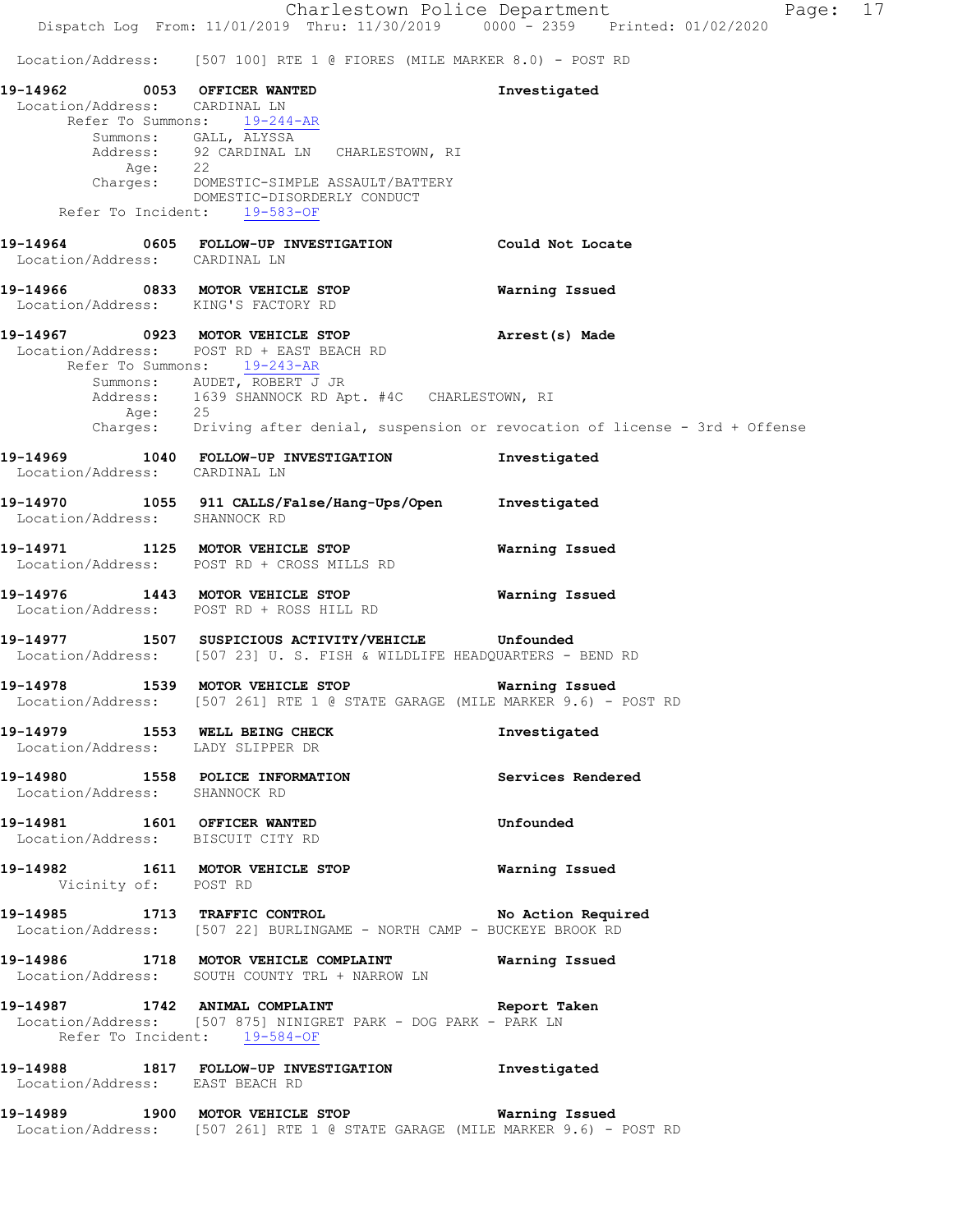Location/Address: [507 100] RTE 1 @ FIORES (MILE MARKER 8.0) - POST RD

**19-14962 0053 OFFICER WANTED** **Investigated**
Location/Address: CARDINAL LN
Refer To Summons: 19-244-AR
Summons: GALL, ALYSSA
Address: 92 CARDINAL LN CHARLESTOWN, RI
Age: 22
Charges: DOMESTIC-SIMPLE ASSAULT/BATTERY
DOMESTIC-DISORDERLY CONDUCT
Refer To Incident: 19-583-OF

**19-14964 0605 FOLLOW-UP INVESTIGATION** **Could Not Locate**
Location/Address: CARDINAL LN

**19-14966 0833 MOTOR VEHICLE STOP** **Warning Issued**
Location/Address: KING'S FACTORY RD

**19-14967 0923 MOTOR VEHICLE STOP** **Arrest(s) Made**
Location/Address: POST RD + EAST BEACH RD
Refer To Summons: 19-243-AR
Summons: AUDET, ROBERT J JR
Address: 1639 SHANNOCK RD Apt. #4C CHARLESTOWN, RI
Age: 25
Charges: Driving after denial, suspension or revocation of license - 3rd + Offense

**19-14969 1040 FOLLOW-UP INVESTIGATION** **Investigated**
Location/Address: CARDINAL LN

**19-14970 1055 911 CALLS/False/Hang-Ups/Open** **Investigated**
Location/Address: SHANNOCK RD

**19-14971 1125 MOTOR VEHICLE STOP** **Warning Issued**
Location/Address: POST RD + CROSS MILLS RD

**19-14976 1443 MOTOR VEHICLE STOP** **Warning Issued**
Location/Address: POST RD + ROSS HILL RD

**19-14977 1507 SUSPICIOUS ACTIVITY/VEHICLE** **Unfounded**
Location/Address: [507 23] U. S. FISH & WILDLIFE HEADQUARTERS - BEND RD

**19-14978 1539 MOTOR VEHICLE STOP** **Warning Issued**
Location/Address: [507 261] RTE 1 @ STATE GARAGE (MILE MARKER 9.6) - POST RD

**19-14979 1553 WELL BEING CHECK** **Investigated**
Location/Address: LADY SLIPPER DR

**19-14980 1558 POLICE INFORMATION** **Services Rendered**
Location/Address: SHANNOCK RD

**19-14981 1601 OFFICER WANTED** **Unfounded**
Location/Address: BISCUIT CITY RD

**19-14982 1611 MOTOR VEHICLE STOP** **Warning Issued**
Vicinity of: POST RD

**19-14985 1713 TRAFFIC CONTROL** **No Action Required**
Location/Address: [507 22] BURLINGAME - NORTH CAMP - BUCKEYE BROOK RD

**19-14986 1718 MOTOR VEHICLE COMPLAINT** **Warning Issued**
Location/Address: SOUTH COUNTY TRL + NARROW LN

**19-14987 1742 ANIMAL COMPLAINT** **Report Taken**
Location/Address: [507 875] NINIGRET PARK - DOG PARK - PARK LN
Refer To Incident: 19-584-OF

**19-14988 1817 FOLLOW-UP INVESTIGATION** **Investigated**
Location/Address: EAST BEACH RD

**19-14989 1900 MOTOR VEHICLE STOP** **Warning Issued**
Location/Address: [507 261] RTE 1 @ STATE GARAGE (MILE MARKER 9.6) - POST RD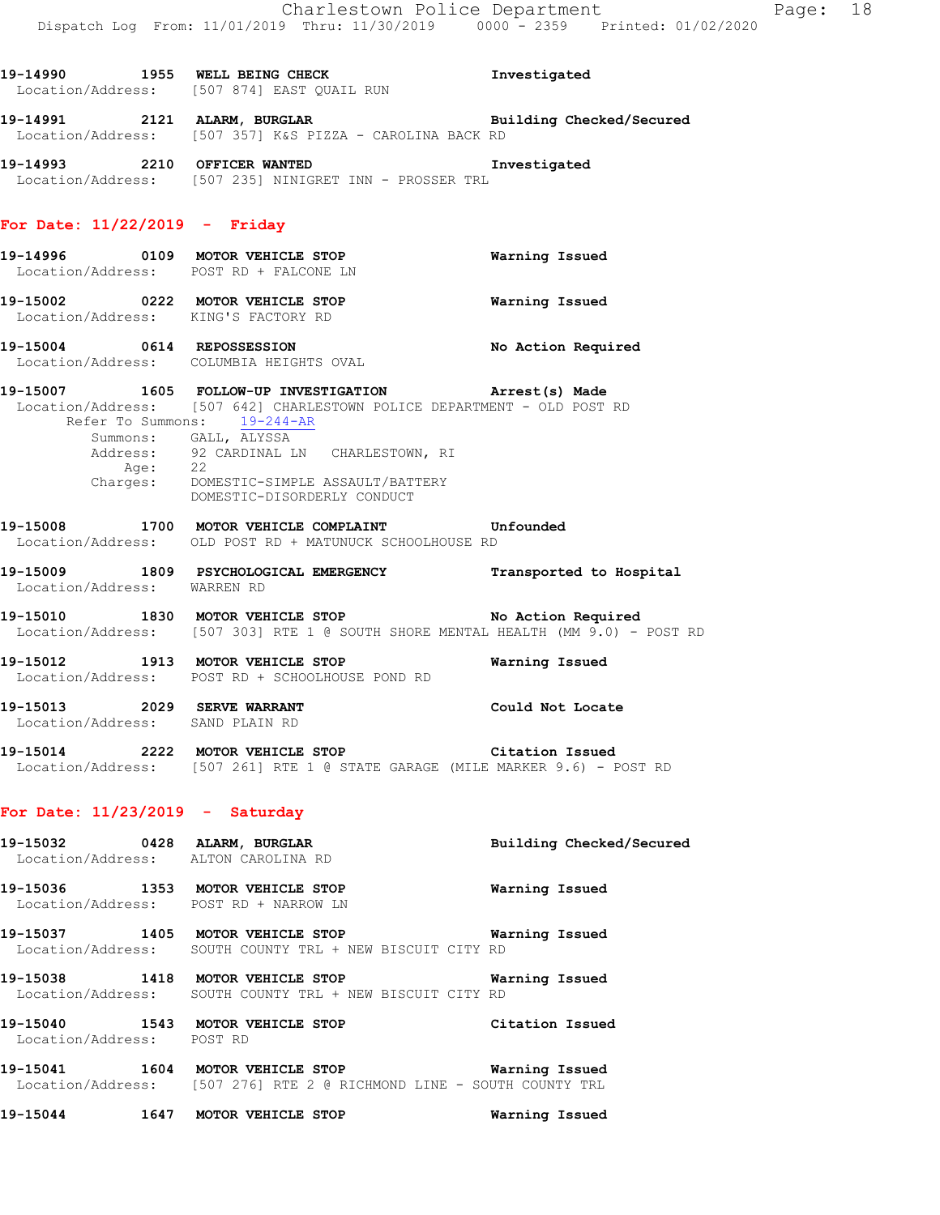19-14990 1955 **WELL BEING CHECK** **Investigated**
Location/Address: [507 874] EAST QUAIL RUN

19-14991 2121 **ALARM, BURGLAR** **Building Checked/Secured**
Location/Address: [507 357] K&S PIZZA - CAROLINA BACK RD

19-14993 2210 **OFFICER WANTED** **Investigated**
Location/Address: [507 235] NINIGRET INN - PROSSER TRL

## For Date: 11/22/2019 - Friday

19-14996 0109 **MOTOR VEHICLE STOP** **Warning Issued**
Location/Address: POST RD + FALCONE LN

19-15002 0222 **MOTOR VEHICLE STOP** **Warning Issued**
Location/Address: KING'S FACTORY RD

19-15004 0614 **REPOSSESSION** **No Action Required**
Location/Address: COLUMBIA HEIGHTS OVAL

19-15007 1605 **FOLLOW-UP INVESTIGATION** **Arrest(s) Made**
Location/Address: [507 642] CHARLESTOWN POLICE DEPARTMENT - OLD POST RD
Refer To Summons: 19-244-AR
Summons: GALL, ALYSSA
Address: 92 CARDINAL LN CHARLESTOWN, RI
Age: 22
Charges: DOMESTIC-SIMPLE ASSAULT/BATTERY
DOMESTIC-DISORDERLY CONDUCT

19-15008 1700 **MOTOR VEHICLE COMPLAINT** **Unfounded**
Location/Address: OLD POST RD + MATUNUCK SCHOOLHOUSE RD

19-15009 1809 **PSYCHOLOGICAL EMERGENCY** **Transported to Hospital**
Location/Address: WARREN RD

19-15010 1830 **MOTOR VEHICLE STOP** **No Action Required**
Location/Address: [507 303] RTE 1 @ SOUTH SHORE MENTAL HEALTH (MM 9.0) - POST RD

19-15012 1913 **MOTOR VEHICLE STOP** **Warning Issued**
Location/Address: POST RD + SCHOOLHOUSE POND RD

19-15013 2029 **SERVE WARRANT** **Could Not Locate**
Location/Address: SAND PLAIN RD

19-15014 2222 **MOTOR VEHICLE STOP** **Citation Issued**
Location/Address: [507 261] RTE 1 @ STATE GARAGE (MILE MARKER 9.6) - POST RD

## For Date: 11/23/2019 - Saturday

19-15032 0428 **ALARM, BURGLAR** **Building Checked/Secured**
Location/Address: ALTON CAROLINA RD

19-15036 1353 **MOTOR VEHICLE STOP** **Warning Issued**
Location/Address: POST RD + NARROW LN

19-15037 1405 **MOTOR VEHICLE STOP** **Warning Issued**
Location/Address: SOUTH COUNTY TRL + NEW BISCUIT CITY RD

19-15038 1418 **MOTOR VEHICLE STOP** **Warning Issued**
Location/Address: SOUTH COUNTY TRL + NEW BISCUIT CITY RD

19-15040 1543 **MOTOR VEHICLE STOP** **Citation Issued**
Location/Address: POST RD

19-15041 1604 **MOTOR VEHICLE STOP** **Warning Issued**
Location/Address: [507 276] RTE 2 @ RICHMOND LINE - SOUTH COUNTY TRL

19-15044 1647 **MOTOR VEHICLE STOP** **Warning Issued**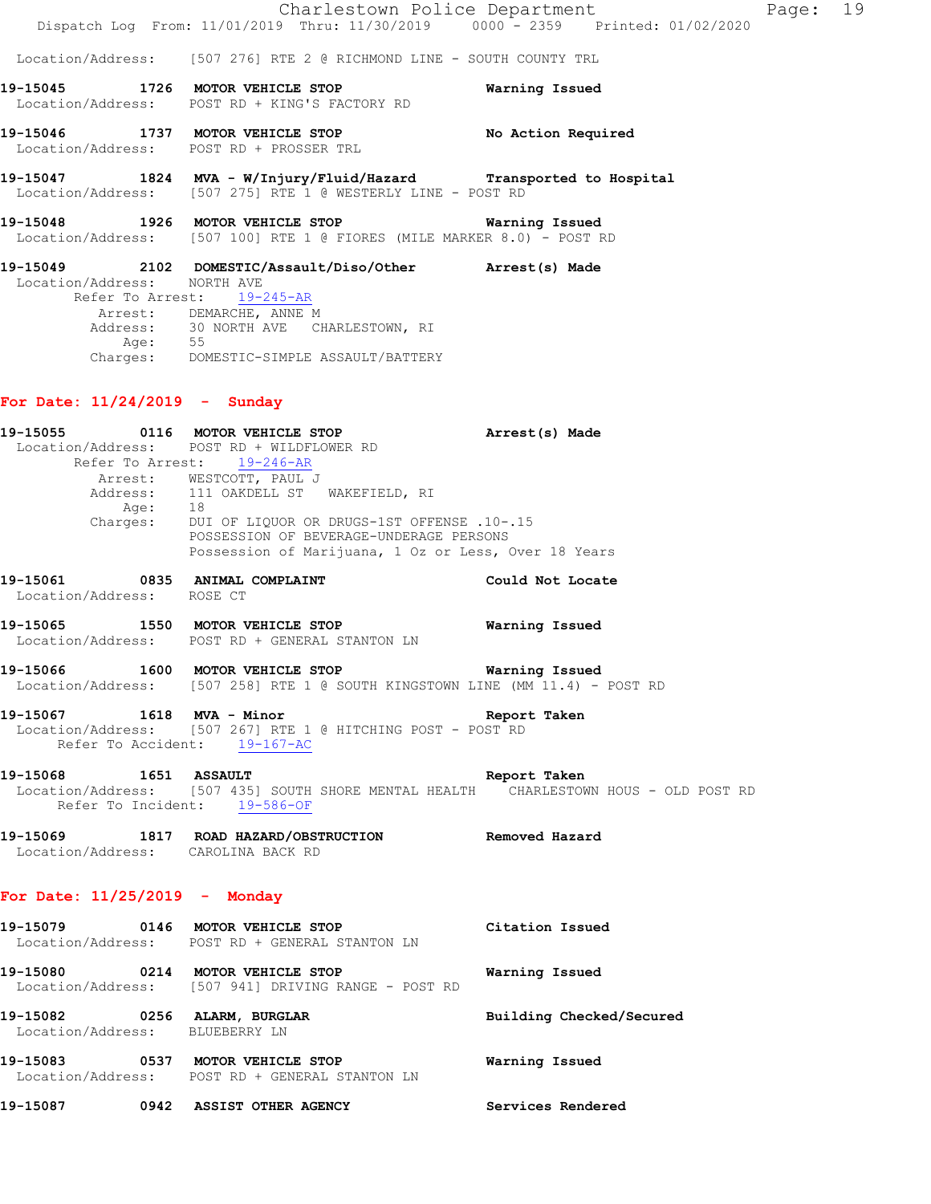Location/Address: [507 276] RTE 2 @ RICHMOND LINE - SOUTH COUNTY TRL

**19-15045 1726 MOTOR VEHICLE STOP** **Warning Issued**
Location/Address: POST RD + KING'S FACTORY RD

**19-15046 1737 MOTOR VEHICLE STOP** **No Action Required**
Location/Address: POST RD + PROSSER TRL

**19-15047 1824 MVA - W/Injury/Fluid/Hazard** **Transported to Hospital**
Location/Address: [507 275] RTE 1 @ WESTERLY LINE - POST RD

**19-15048 1926 MOTOR VEHICLE STOP** **Warning Issued**
Location/Address: [507 100] RTE 1 @ FIORES (MILE MARKER 8.0) - POST RD

**19-15049 2102 DOMESTIC/Assault/Diso/Other** **Arrest(s) Made**
Location/Address: NORTH AVE
Refer To Arrest: 19-245-AR
Arrest: DEMARCHE, ANNE M
Address: 30 NORTH AVE CHARLESTOWN, RI
Age: 55
Charges: DOMESTIC-SIMPLE ASSAULT/BATTERY

## For Date: 11/24/2019 - Sunday

**19-15055 0116 MOTOR VEHICLE STOP** **Arrest(s) Made**
Location/Address: POST RD + WILDFLOWER RD
Refer To Arrest: 19-246-AR
Arrest: WESTCOTT, PAUL J
Address: 111 OAKDELL ST WAKEFIELD, RI
Age: 18
Charges: DUI OF LIQUOR OR DRUGS-1ST OFFENSE .10-.15
POSSESSION OF BEVERAGE-UNDERAGE PERSONS
Possession of Marijuana, 1 Oz or Less, Over 18 Years

**19-15061 0835 ANIMAL COMPLAINT** **Could Not Locate**
Location/Address: ROSE CT

**19-15065 1550 MOTOR VEHICLE STOP** **Warning Issued**
Location/Address: POST RD + GENERAL STANTON LN

**19-15066 1600 MOTOR VEHICLE STOP** **Warning Issued**
Location/Address: [507 258] RTE 1 @ SOUTH KINGSTOWN LINE (MM 11.4) - POST RD

**19-15067 1618 MVA - Minor** **Report Taken**
Location/Address: [507 267] RTE 1 @ HITCHING POST - POST RD
Refer To Accident: 19-167-AC

**19-15068 1651 ASSAULT** **Report Taken**
Location/Address: [507 435] SOUTH SHORE MENTAL HEALTH CHARLESTOWN HOUS - OLD POST RD
Refer To Incident: 19-586-OF

**19-15069 1817 ROAD HAZARD/OBSTRUCTION** **Removed Hazard**
Location/Address: CAROLINA BACK RD

## For Date: 11/25/2019 - Monday

**19-15079 0146 MOTOR VEHICLE STOP** **Citation Issued**
Location/Address: POST RD + GENERAL STANTON LN

**19-15080 0214 MOTOR VEHICLE STOP** **Warning Issued**
Location/Address: [507 941] DRIVING RANGE - POST RD

**19-15082 0256 ALARM, BURGLAR** **Building Checked/Secured**
Location/Address: BLUEBERRY LN

**19-15083 0537 MOTOR VEHICLE STOP** **Warning Issued**
Location/Address: POST RD + GENERAL STANTON LN

**19-15087 0942 ASSIST OTHER AGENCY** **Services Rendered**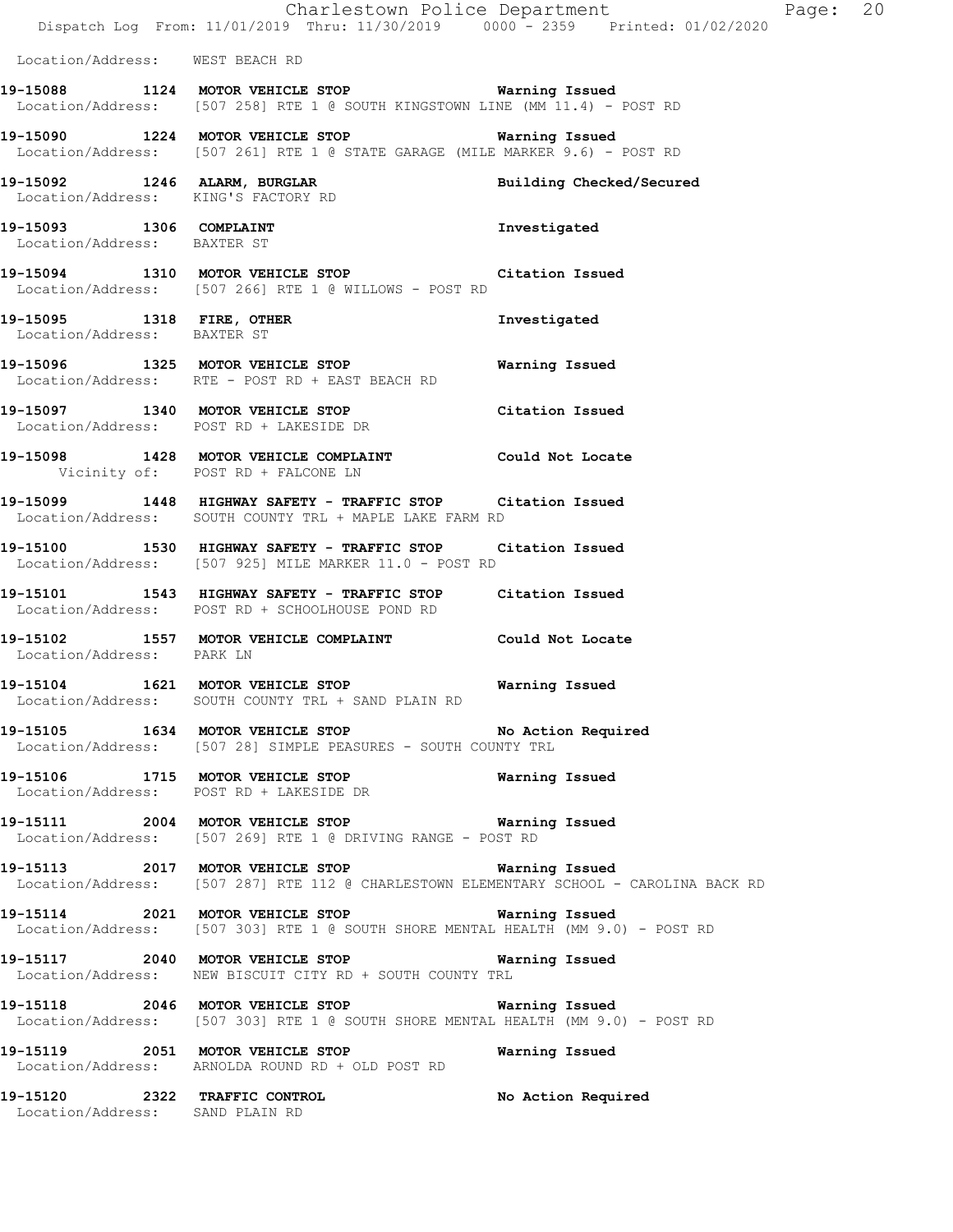Location/Address: WEST BEACH RD

**19-15088 1124 MOTOR VEHICLE STOP Warning Issued**
Location/Address: [507 258] RTE 1 @ SOUTH KINGSTOWN LINE (MM 11.4) - POST RD

**19-15090 1224 MOTOR VEHICLE STOP Warning Issued**
Location/Address: [507 261] RTE 1 @ STATE GARAGE (MILE MARKER 9.6) - POST RD

**19-15092 1246 ALARM, BURGLAR Building Checked/Secured**
Location/Address: KING'S FACTORY RD

**19-15093 1306 COMPLAINT Investigated**
Location/Address: BAXTER ST

**19-15094 1310 MOTOR VEHICLE STOP Citation Issued**
Location/Address: [507 266] RTE 1 @ WILLOWS - POST RD

**19-15095 1318 FIRE, OTHER Investigated**
Location/Address: BAXTER ST

**19-15096 1325 MOTOR VEHICLE STOP Warning Issued**
Location/Address: RTE - POST RD + EAST BEACH RD

**19-15097 1340 MOTOR VEHICLE STOP Citation Issued**
Location/Address: POST RD + LAKESIDE DR

**19-15098 1428 MOTOR VEHICLE COMPLAINT Could Not Locate**
Vicinity of: POST RD + FALCONE LN

**19-15099 1448 HIGHWAY SAFETY - TRAFFIC STOP Citation Issued**
Location/Address: SOUTH COUNTY TRL + MAPLE LAKE FARM RD

**19-15100 1530 HIGHWAY SAFETY - TRAFFIC STOP Citation Issued**
Location/Address: [507 925] MILE MARKER 11.0 - POST RD

**19-15101 1543 HIGHWAY SAFETY - TRAFFIC STOP Citation Issued**
Location/Address: POST RD + SCHOOLHOUSE POND RD

**19-15102 1557 MOTOR VEHICLE COMPLAINT Could Not Locate**
Location/Address: PARK LN

**19-15104 1621 MOTOR VEHICLE STOP Warning Issued**
Location/Address: SOUTH COUNTY TRL + SAND PLAIN RD

**19-15105 1634 MOTOR VEHICLE STOP No Action Required**
Location/Address: [507 28] SIMPLE PEASURES - SOUTH COUNTY TRL

**19-15106 1715 MOTOR VEHICLE STOP Warning Issued**
Location/Address: POST RD + LAKESIDE DR

**19-15111 2004 MOTOR VEHICLE STOP Warning Issued**
Location/Address: [507 269] RTE 1 @ DRIVING RANGE - POST RD

**19-15113 2017 MOTOR VEHICLE STOP Warning Issued**
Location/Address: [507 287] RTE 112 @ CHARLESTOWN ELEMENTARY SCHOOL - CAROLINA BACK RD

**19-15114 2021 MOTOR VEHICLE STOP Warning Issued**
Location/Address: [507 303] RTE 1 @ SOUTH SHORE MENTAL HEALTH (MM 9.0) - POST RD

**19-15117 2040 MOTOR VEHICLE STOP Warning Issued**
Location/Address: NEW BISCUIT CITY RD + SOUTH COUNTY TRL

**19-15118 2046 MOTOR VEHICLE STOP Warning Issued**
Location/Address: [507 303] RTE 1 @ SOUTH SHORE MENTAL HEALTH (MM 9.0) - POST RD

**19-15119 2051 MOTOR VEHICLE STOP Warning Issued**
Location/Address: ARNOLDA ROUND RD + OLD POST RD

**19-15120 2322 TRAFFIC CONTROL No Action Required**
Location/Address: SAND PLAIN RD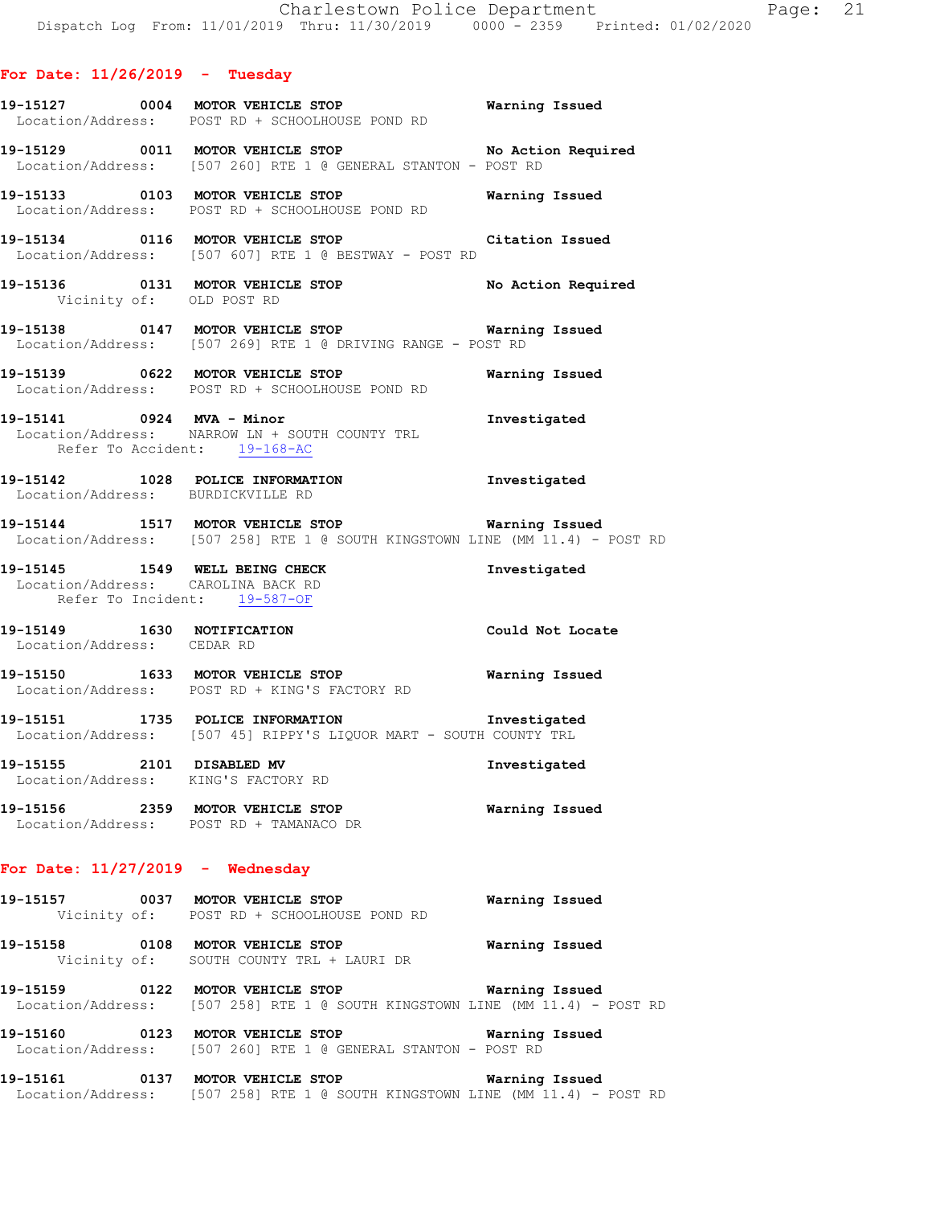## For Date: 11/26/2019 - Tuesday

**19-15127 0004 MOTOR VEHICLE STOP** — Warning Issued
Location/Address: POST RD + SCHOOLHOUSE POND RD

**19-15129 0011 MOTOR VEHICLE STOP** — No Action Required
Location/Address: [507 260] RTE 1 @ GENERAL STANTON - POST RD

**19-15133 0103 MOTOR VEHICLE STOP** — Warning Issued
Location/Address: POST RD + SCHOOLHOUSE POND RD

**19-15134 0116 MOTOR VEHICLE STOP** — Citation Issued
Location/Address: [507 607] RTE 1 @ BESTWAY - POST RD

**19-15136 0131 MOTOR VEHICLE STOP** — No Action Required
Vicinity of: OLD POST RD

**19-15138 0147 MOTOR VEHICLE STOP** — Warning Issued
Location/Address: [507 269] RTE 1 @ DRIVING RANGE - POST RD

**19-15139 0622 MOTOR VEHICLE STOP** — Warning Issued
Location/Address: POST RD + SCHOOLHOUSE POND RD

**19-15141 0924 MVA - Minor** — Investigated
Location/Address: NARROW LN + SOUTH COUNTY TRL
Refer To Accident: 19-168-AC

**19-15142 1028 POLICE INFORMATION** — Investigated
Location/Address: BURDICKVILLE RD

**19-15144 1517 MOTOR VEHICLE STOP** — Warning Issued
Location/Address: [507 258] RTE 1 @ SOUTH KINGSTOWN LINE (MM 11.4) - POST RD

**19-15145 1549 WELL BEING CHECK** — Investigated
Location/Address: CAROLINA BACK RD
Refer To Incident: 19-587-OF

**19-15149 1630 NOTIFICATION** — Could Not Locate
Location/Address: CEDAR RD

**19-15150 1633 MOTOR VEHICLE STOP** — Warning Issued
Location/Address: POST RD + KING'S FACTORY RD

**19-15151 1735 POLICE INFORMATION** — Investigated
Location/Address: [507 45] RIPPY'S LIQUOR MART - SOUTH COUNTY TRL

**19-15155 2101 DISABLED MV** — Investigated
Location/Address: KING'S FACTORY RD

**19-15156 2359 MOTOR VEHICLE STOP** — Warning Issued
Location/Address: POST RD + TAMANACO DR

## For Date: 11/27/2019 - Wednesday

**19-15157 0037 MOTOR VEHICLE STOP** — Warning Issued
Vicinity of: POST RD + SCHOOLHOUSE POND RD

**19-15158 0108 MOTOR VEHICLE STOP** — Warning Issued
Vicinity of: SOUTH COUNTY TRL + LAURI DR

**19-15159 0122 MOTOR VEHICLE STOP** — Warning Issued
Location/Address: [507 258] RTE 1 @ SOUTH KINGSTOWN LINE (MM 11.4) - POST RD

**19-15160 0123 MOTOR VEHICLE STOP** — Warning Issued
Location/Address: [507 260] RTE 1 @ GENERAL STANTON - POST RD

**19-15161 0137 MOTOR VEHICLE STOP** — Warning Issued
Location/Address: [507 258] RTE 1 @ SOUTH KINGSTOWN LINE (MM 11.4) - POST RD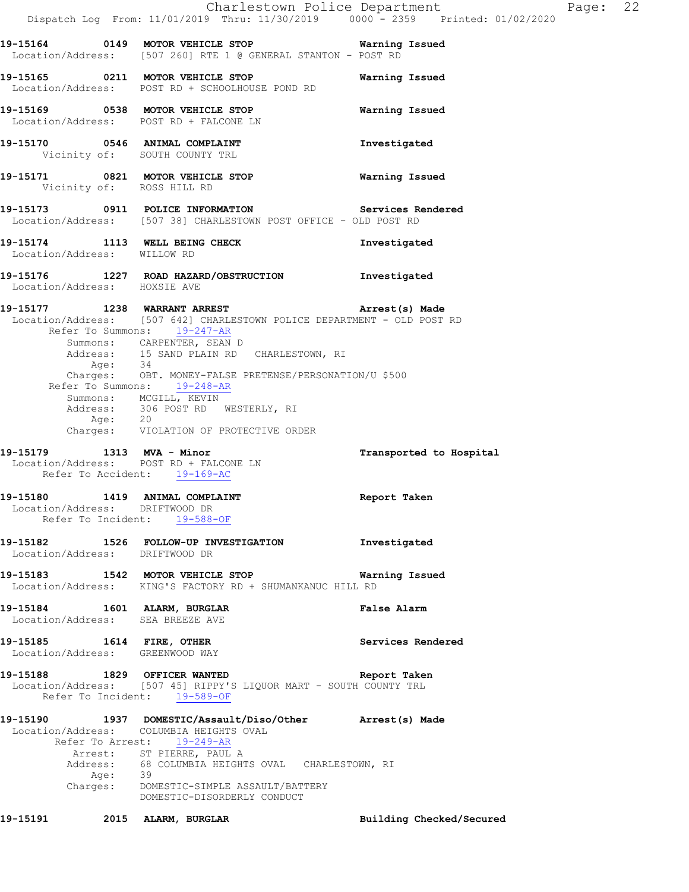**19-15164 0149 MOTOR VEHICLE STOP** Warning Issued
Location/Address: [507 260] RTE 1 @ GENERAL STANTON - POST RD

**19-15165 0211 MOTOR VEHICLE STOP** Warning Issued
Location/Address: POST RD + SCHOOLHOUSE POND RD

**19-15169 0538 MOTOR VEHICLE STOP** Warning Issued
Location/Address: POST RD + FALCONE LN

**19-15170 0546 ANIMAL COMPLAINT** Investigated
Vicinity of: SOUTH COUNTY TRL

**19-15171 0821 MOTOR VEHICLE STOP** Warning Issued
Vicinity of: ROSS HILL RD

**19-15173 0911 POLICE INFORMATION** Services Rendered
Location/Address: [507 38] CHARLESTOWN POST OFFICE - OLD POST RD

**19-15174 1113 WELL BEING CHECK** Investigated
Location/Address: WILLOW RD

**19-15176 1227 ROAD HAZARD/OBSTRUCTION** Investigated
Location/Address: HOXSIE AVE

**19-15177 1238 WARRANT ARREST** Arrest(s) Made
Location/Address: [507 642] CHARLESTOWN POLICE DEPARTMENT - OLD POST RD
Refer To Summons: 19-247-AR
Summons: CARPENTER, SEAN D
Address: 15 SAND PLAIN RD CHARLESTOWN, RI
Age: 34
Charges: OBT. MONEY-FALSE PRETENSE/PERSONATION/U $500
Refer To Summons: 19-248-AR
Summons: MCGILL, KEVIN
Address: 306 POST RD WESTERLY, RI
Age: 20
Charges: VIOLATION OF PROTECTIVE ORDER

**19-15179 1313 MVA - Minor** Transported to Hospital
Location/Address: POST RD + FALCONE LN
Refer To Accident: 19-169-AC

**19-15180 1419 ANIMAL COMPLAINT** Report Taken
Location/Address: DRIFTWOOD DR
Refer To Incident: 19-588-OF

**19-15182 1526 FOLLOW-UP INVESTIGATION** Investigated
Location/Address: DRIFTWOOD DR

**19-15183 1542 MOTOR VEHICLE STOP** Warning Issued
Location/Address: KING'S FACTORY RD + SHUMANKANUC HILL RD

**19-15184 1601 ALARM, BURGLAR** False Alarm
Location/Address: SEA BREEZE AVE

**19-15185 1614 FIRE, OTHER** Services Rendered
Location/Address: GREENWOOD WAY

**19-15188 1829 OFFICER WANTED** Report Taken
Location/Address: [507 45] RIPPY'S LIQUOR MART - SOUTH COUNTY TRL
Refer To Incident: 19-589-OF

**19-15190 1937 DOMESTIC/Assault/Diso/Other** Arrest(s) Made
Location/Address: COLUMBIA HEIGHTS OVAL
Refer To Arrest: 19-249-AR
Arrest: ST PIERRE, PAUL A
Address: 68 COLUMBIA HEIGHTS OVAL CHARLESTOWN, RI
Age: 39
Charges: DOMESTIC-SIMPLE ASSAULT/BATTERY
DOMESTIC-DISORDERLY CONDUCT

**19-15191 2015 ALARM, BURGLAR** Building Checked/Secured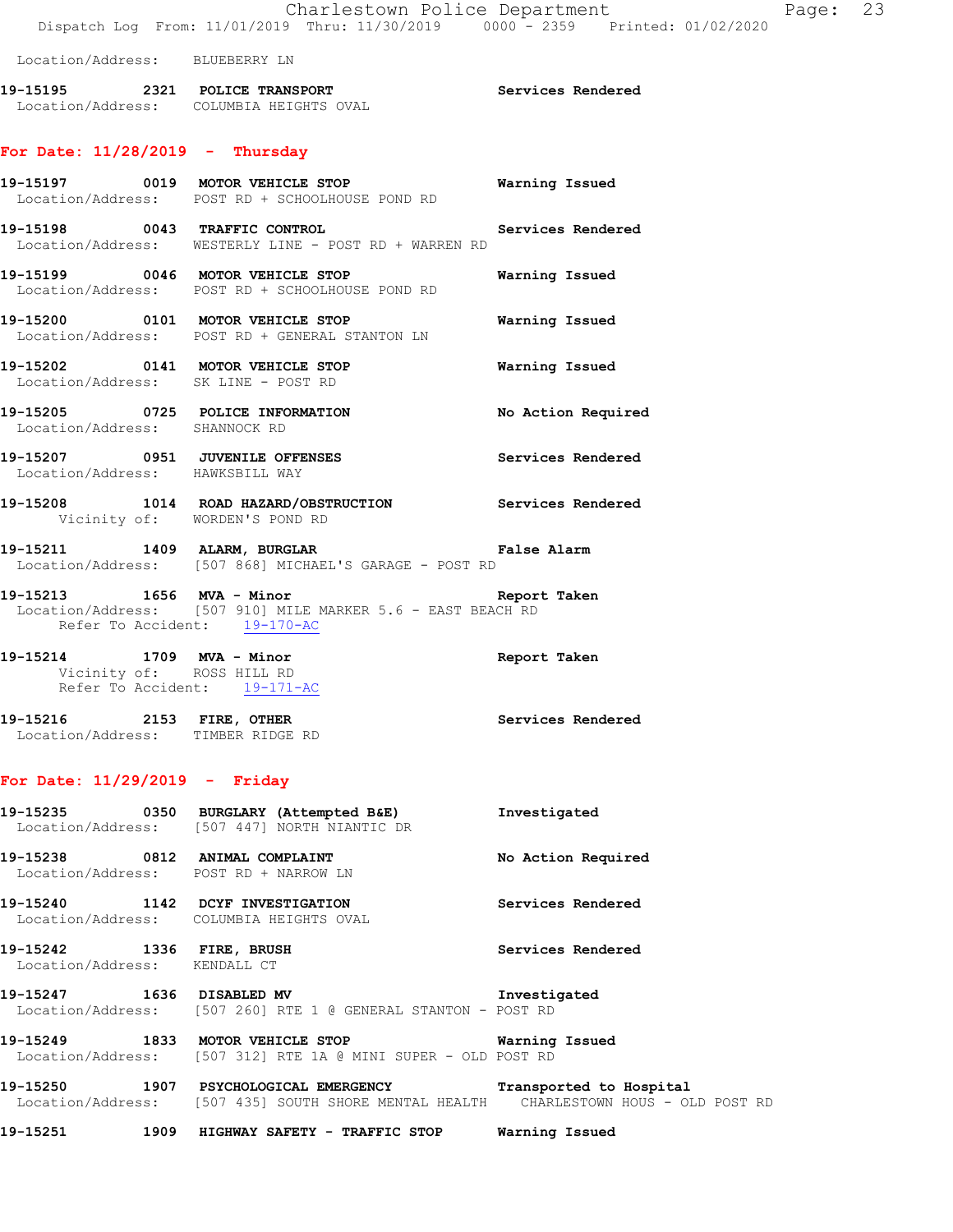Location/Address: BLUEBERRY LN

**19-15195 2321 POLICE TRANSPORT** Services Rendered
Location/Address: COLUMBIA HEIGHTS OVAL

## For Date: 11/28/2019 - Thursday

**19-15197 0019 MOTOR VEHICLE STOP** Warning Issued
Location/Address: POST RD + SCHOOLHOUSE POND RD

**19-15198 0043 TRAFFIC CONTROL** Services Rendered
Location/Address: WESTERLY LINE - POST RD + WARREN RD

**19-15199 0046 MOTOR VEHICLE STOP** Warning Issued
Location/Address: POST RD + SCHOOLHOUSE POND RD

**19-15200 0101 MOTOR VEHICLE STOP** Warning Issued
Location/Address: POST RD + GENERAL STANTON LN

**19-15202 0141 MOTOR VEHICLE STOP** Warning Issued
Location/Address: SK LINE - POST RD

**19-15205 0725 POLICE INFORMATION** No Action Required
Location/Address: SHANNOCK RD

**19-15207 0951 JUVENILE OFFENSES** Services Rendered
Location/Address: HAWKSBILL WAY

**19-15208 1014 ROAD HAZARD/OBSTRUCTION** Services Rendered
Vicinity of: WORDEN'S POND RD

**19-15211 1409 ALARM, BURGLAR** False Alarm
Location/Address: [507 868] MICHAEL'S GARAGE - POST RD

**19-15213 1656 MVA - Minor** Report Taken
Location/Address: [507 910] MILE MARKER 5.6 - EAST BEACH RD
Refer To Accident: 19-170-AC

**19-15214 1709 MVA - Minor** Report Taken
Vicinity of: ROSS HILL RD
Refer To Accident: 19-171-AC

**19-15216 2153 FIRE, OTHER** Services Rendered
Location/Address: TIMBER RIDGE RD

## For Date: 11/29/2019 - Friday

**19-15235 0350 BURGLARY (Attempted B&E)** Investigated
Location/Address: [507 447] NORTH NIANTIC DR

**19-15238 0812 ANIMAL COMPLAINT** No Action Required
Location/Address: POST RD + NARROW LN

**19-15240 1142 DCYF INVESTIGATION** Services Rendered
Location/Address: COLUMBIA HEIGHTS OVAL

**19-15242 1336 FIRE, BRUSH** Services Rendered
Location/Address: KENDALL CT

**19-15247 1636 DISABLED MV** Investigated
Location/Address: [507 260] RTE 1 @ GENERAL STANTON - POST RD

**19-15249 1833 MOTOR VEHICLE STOP** Warning Issued
Location/Address: [507 312] RTE 1A @ MINI SUPER - OLD POST RD

**19-15250 1907 PSYCHOLOGICAL EMERGENCY** Transported to Hospital
Location/Address: [507 435] SOUTH SHORE MENTAL HEALTH CHARLESTOWN HOUS - OLD POST RD

**19-15251 1909 HIGHWAY SAFETY - TRAFFIC STOP** Warning Issued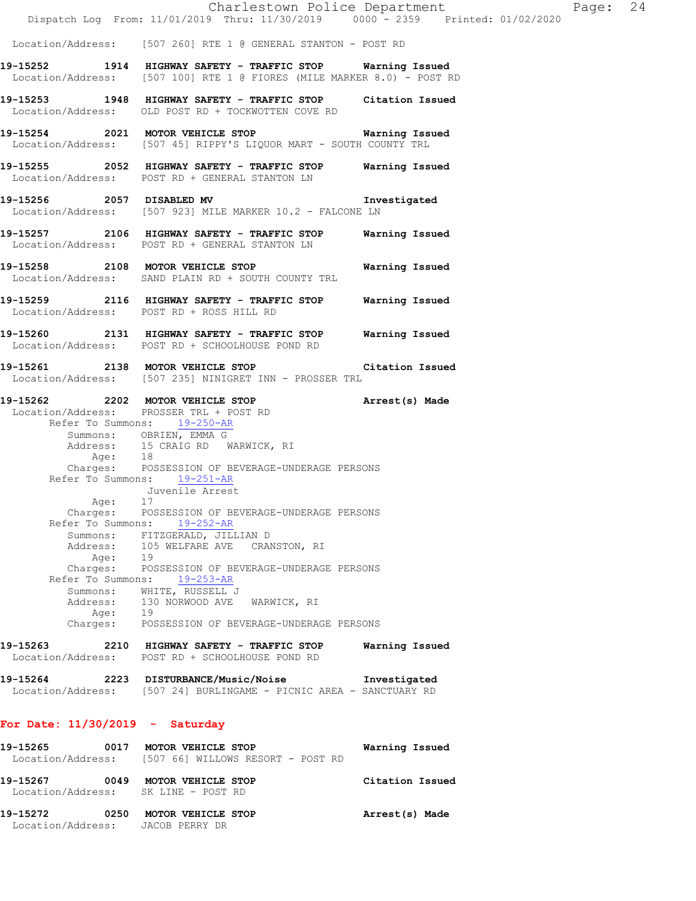Location/Address: [507 260] RTE 1 @ GENERAL STANTON - POST RD

**19-15252 1914 HIGHWAY SAFETY - TRAFFIC STOP Warning Issued**
Location/Address: [507 100] RTE 1 @ FIORES (MILE MARKER 8.0) - POST RD

**19-15253 1948 HIGHWAY SAFETY - TRAFFIC STOP Citation Issued**
Location/Address: OLD POST RD + TOCKWOTTEN COVE RD

**19-15254 2021 MOTOR VEHICLE STOP Warning Issued**
Location/Address: [507 45] RIPPY'S LIQUOR MART - SOUTH COUNTY TRL

**19-15255 2052 HIGHWAY SAFETY - TRAFFIC STOP Warning Issued**
Location/Address: POST RD + GENERAL STANTON LN

**19-15256 2057 DISABLED MV Investigated**
Location/Address: [507 923] MILE MARKER 10.2 - FALCONE LN

**19-15257 2106 HIGHWAY SAFETY - TRAFFIC STOP Warning Issued**
Location/Address: POST RD + GENERAL STANTON LN

**19-15258 2108 MOTOR VEHICLE STOP Warning Issued**
Location/Address: SAND PLAIN RD + SOUTH COUNTY TRL

**19-15259 2116 HIGHWAY SAFETY - TRAFFIC STOP Warning Issued**
Location/Address: POST RD + ROSS HILL RD

**19-15260 2131 HIGHWAY SAFETY - TRAFFIC STOP Warning Issued**
Location/Address: POST RD + SCHOOLHOUSE POND RD

**19-15261 2138 MOTOR VEHICLE STOP Citation Issued**
Location/Address: [507 235] NINIGRET INN - PROSSER TRL

**19-15262 2202 MOTOR VEHICLE STOP Arrest(s) Made**
Location/Address: PROSSER TRL + POST RD
Refer To Summons: 19-250-AR
Summons: OBRIEN, EMMA G
Address: 15 CRAIG RD WARWICK, RI
Age: 18
Charges: POSSESSION OF BEVERAGE-UNDERAGE PERSONS
Refer To Summons: 19-251-AR
Juvenile Arrest
Age: 17
Charges: POSSESSION OF BEVERAGE-UNDERAGE PERSONS
Refer To Summons: 19-252-AR
Summons: FITZGERALD, JILLIAN D
Address: 105 WELFARE AVE CRANSTON, RI
Age: 19
Charges: POSSESSION OF BEVERAGE-UNDERAGE PERSONS
Refer To Summons: 19-253-AR
Summons: WHITE, RUSSELL J
Address: 130 NORWOOD AVE WARWICK, RI
Age: 19
Charges: POSSESSION OF BEVERAGE-UNDERAGE PERSONS

**19-15263 2210 HIGHWAY SAFETY - TRAFFIC STOP Warning Issued**
Location/Address: POST RD + SCHOOLHOUSE POND RD

**19-15264 2223 DISTURBANCE/Music/Noise Investigated**
Location/Address: [507 24] BURLINGAME - PICNIC AREA - SANCTUARY RD

## For Date: 11/30/2019 - Saturday

**19-15265 0017 MOTOR VEHICLE STOP Warning Issued**
Location/Address: [507 66] WILLOWS RESORT - POST RD

**19-15267 0049 MOTOR VEHICLE STOP Citation Issued**
Location/Address: SK LINE - POST RD

**19-15272 0250 MOTOR VEHICLE STOP Arrest(s) Made**
Location/Address: JACOB PERRY DR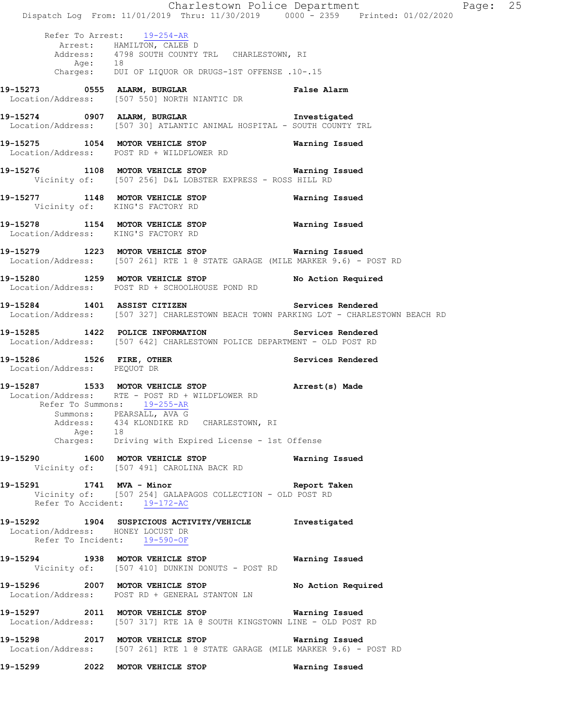Refer To Arrest: 19-254-AR
Arrest: HAMILTON, CALEB D
Address: 4798 SOUTH COUNTY TRL CHARLESTOWN, RI
Age: 18
Charges: DUI OF LIQUOR OR DRUGS-1ST OFFENSE .10-.15

**19-15273 0555 ALARM, BURGLAR** **False Alarm**
Location/Address: [507 550] NORTH NIANTIC DR

**19-15274 0907 ALARM, BURGLAR** **Investigated**
Location/Address: [507 30] ATLANTIC ANIMAL HOSPITAL - SOUTH COUNTY TRL

**19-15275 1054 MOTOR VEHICLE STOP** **Warning Issued**
Location/Address: POST RD + WILDFLOWER RD

**19-15276 1108 MOTOR VEHICLE STOP** **Warning Issued**
Vicinity of: [507 256] D&L LOBSTER EXPRESS - ROSS HILL RD

**19-15277 1148 MOTOR VEHICLE STOP** **Warning Issued**
Vicinity of: KING'S FACTORY RD

**19-15278 1154 MOTOR VEHICLE STOP** **Warning Issued**
Location/Address: KING'S FACTORY RD

**19-15279 1223 MOTOR VEHICLE STOP** **Warning Issued**
Location/Address: [507 261] RTE 1 @ STATE GARAGE (MILE MARKER 9.6) - POST RD

**19-15280 1259 MOTOR VEHICLE STOP** **No Action Required**
Location/Address: POST RD + SCHOOLHOUSE POND RD

**19-15284 1401 ASSIST CITIZEN** **Services Rendered**
Location/Address: [507 327] CHARLESTOWN BEACH TOWN PARKING LOT - CHARLESTOWN BEACH RD

**19-15285 1422 POLICE INFORMATION** **Services Rendered**
Location/Address: [507 642] CHARLESTOWN POLICE DEPARTMENT - OLD POST RD

**19-15286 1526 FIRE, OTHER** **Services Rendered**
Location/Address: PEQUOT DR

**19-15287 1533 MOTOR VEHICLE STOP** **Arrest(s) Made**
Location/Address: RTE - POST RD + WILDFLOWER RD
Refer To Summons: 19-255-AR
Summons: PEARSALL, AVA G
Address: 434 KLONDIKE RD CHARLESTOWN, RI
Age: 18
Charges: Driving with Expired License - 1st Offense

**19-15290 1600 MOTOR VEHICLE STOP** **Warning Issued**
Vicinity of: [507 491] CAROLINA BACK RD

**19-15291 1741 MVA - Minor** **Report Taken**
Vicinity of: [507 254] GALAPAGOS COLLECTION - OLD POST RD
Refer To Accident: 19-172-AC

**19-15292 1904 SUSPICIOUS ACTIVITY/VEHICLE** **Investigated**
Location/Address: HONEY LOCUST DR
Refer To Incident: 19-590-OF

**19-15294 1938 MOTOR VEHICLE STOP** **Warning Issued**
Vicinity of: [507 410] DUNKIN DONUTS - POST RD

**19-15296 2007 MOTOR VEHICLE STOP** **No Action Required**
Location/Address: POST RD + GENERAL STANTON LN

**19-15297 2011 MOTOR VEHICLE STOP** **Warning Issued**
Location/Address: [507 317] RTE 1A @ SOUTH KINGSTOWN LINE - OLD POST RD

**19-15298 2017 MOTOR VEHICLE STOP** **Warning Issued**
Location/Address: [507 261] RTE 1 @ STATE GARAGE (MILE MARKER 9.6) - POST RD

**19-15299 2022 MOTOR VEHICLE STOP** **Warning Issued**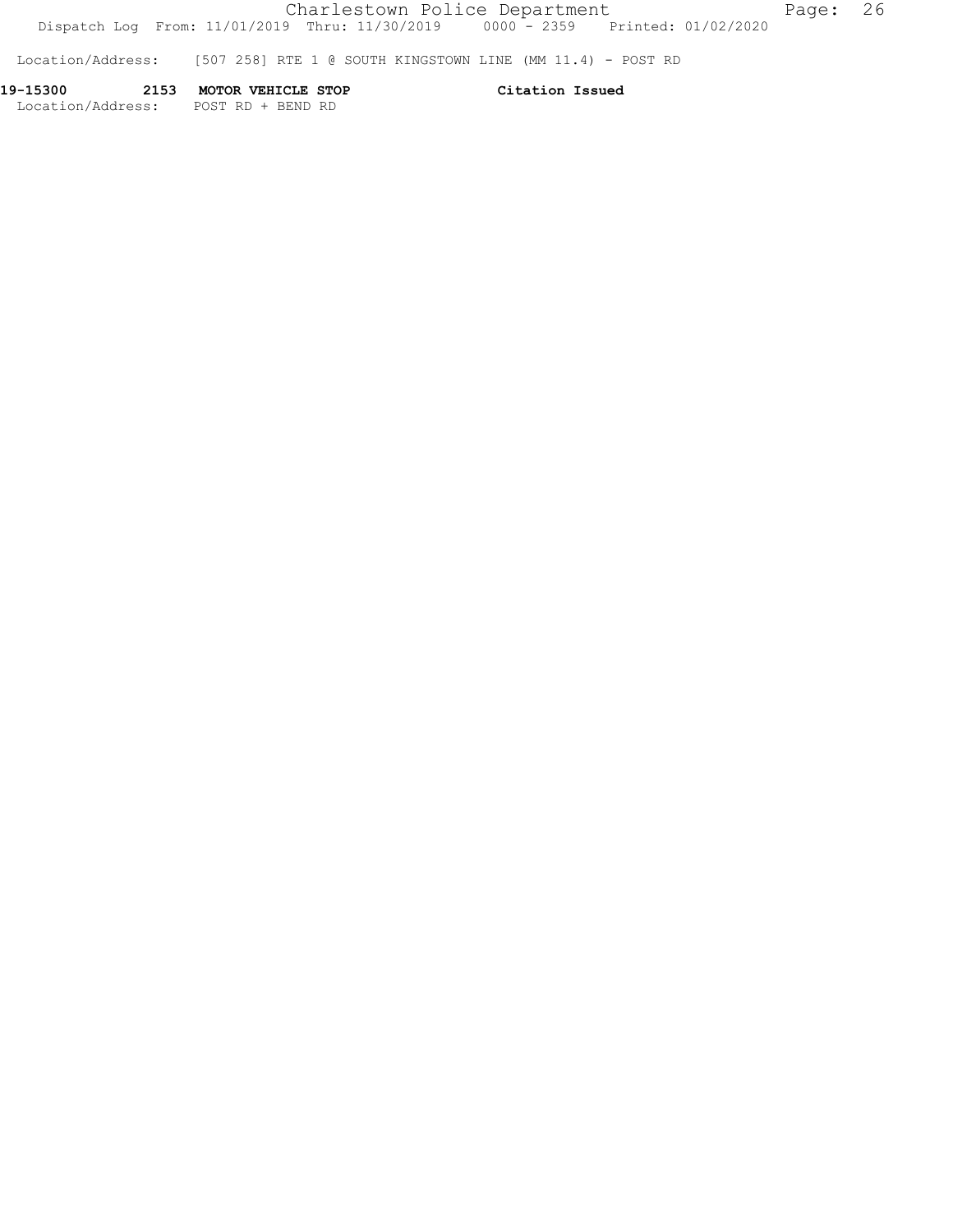Location/Address: [507 258] RTE 1 @ SOUTH KINGSTOWN LINE (MM 11.4) - POST RD

**19-15300 2153 MOTOR VEHICLE STOP Citation Issued**

Location/Address: POST RD + BEND RD